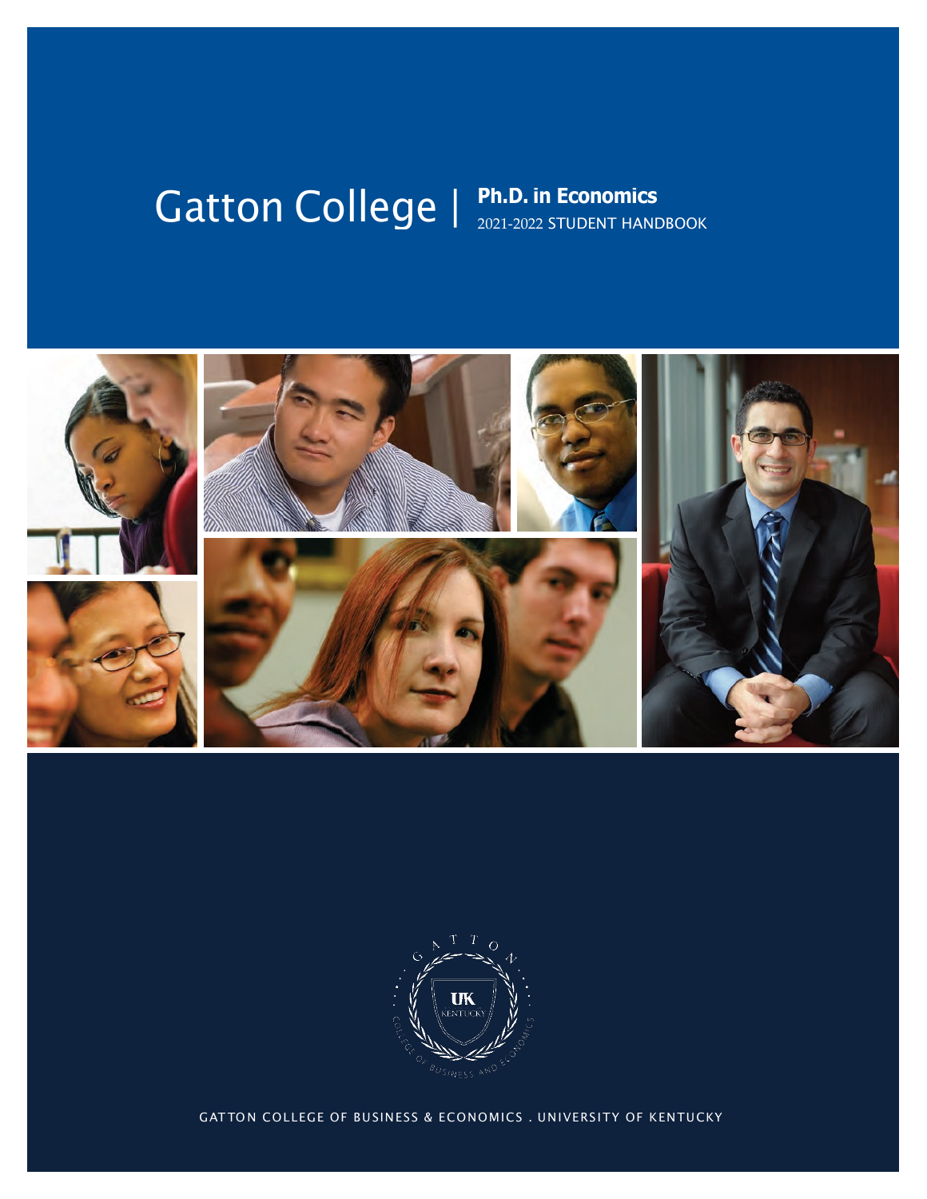# Gatton College | Ph.D. in Economics

2021-2022 STUDENT HANDBOOK

GATTON COLLEGE OF BUSINESS & ECONOMICS . UNIVERSITY OF KENTUCKY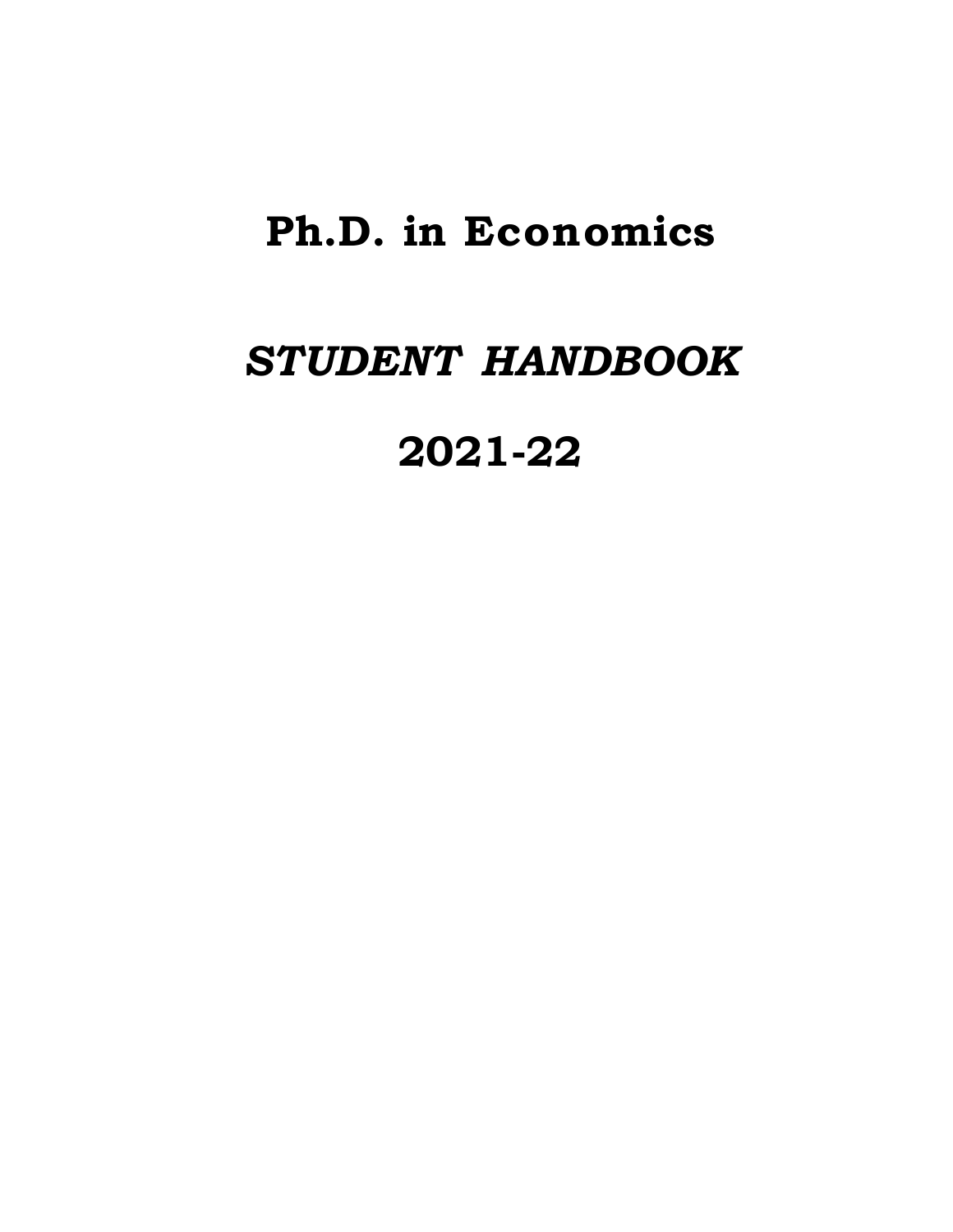# Ph.D. in Economics

## *STUDENT HANDBOOK*

## 2021-22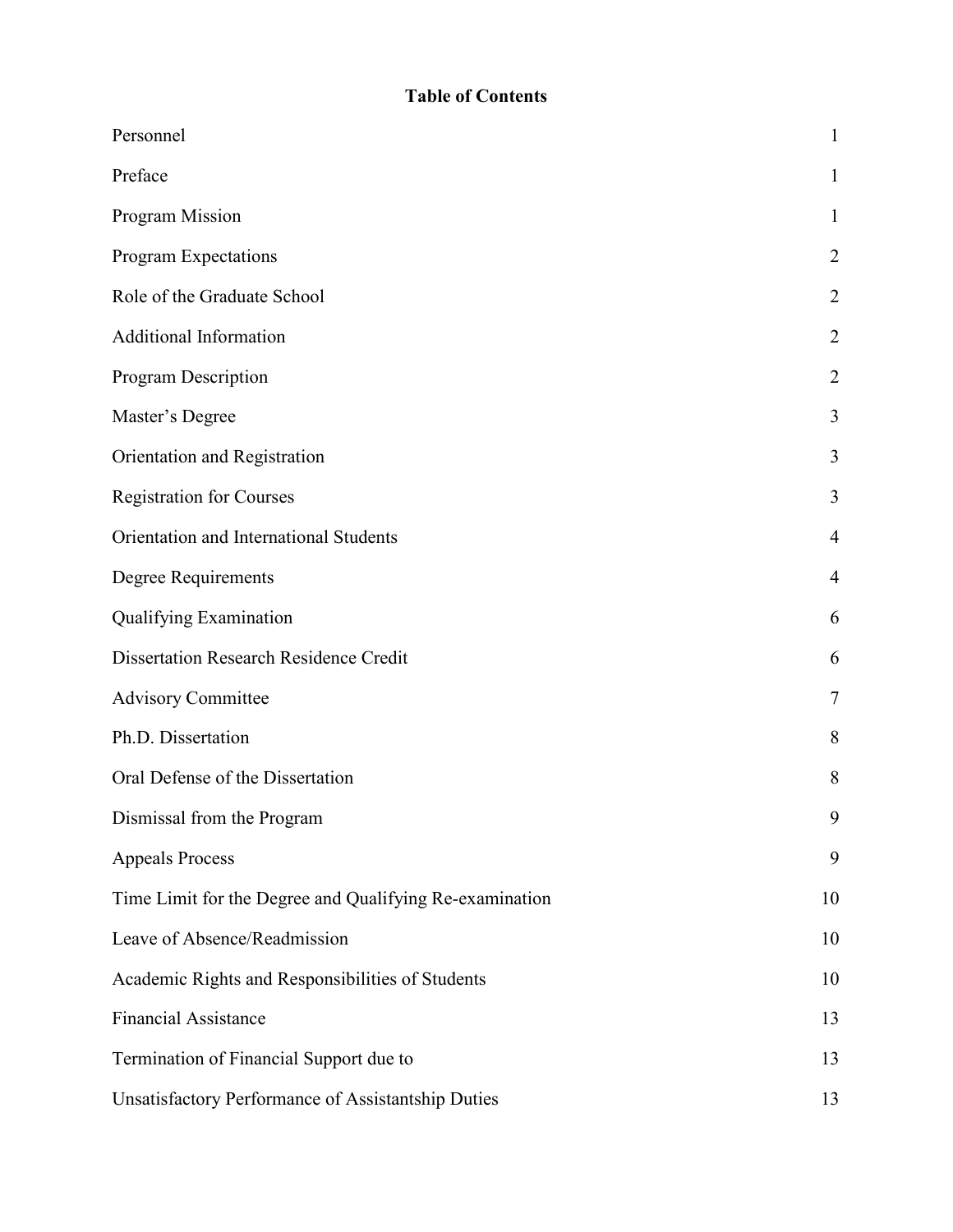# Table of Contents

| | |
|---|---|
| Personnel | 1 |
| Preface | 1 |
| Program Mission | 1 |
| Program Expectations | 2 |
| Role of the Graduate School | 2 |
| Additional Information | 2 |
| Program Description | 2 |
| Master's Degree | 3 |
| Orientation and Registration | 3 |
| Registration for Courses | 3 |
| Orientation and International Students | 4 |
| Degree Requirements | 4 |
| Qualifying Examination | 6 |
| Dissertation Research Residence Credit | 6 |
| Advisory Committee | 7 |
| Ph.D. Dissertation | 8 |
| Oral Defense of the Dissertation | 8 |
| Dismissal from the Program | 9 |
| Appeals Process | 9 |
| Time Limit for the Degree and Qualifying Re-examination | 10 |
| Leave of Absence/Readmission | 10 |
| Academic Rights and Responsibilities of Students | 10 |
| Financial Assistance | 13 |
| Termination of Financial Support due to | 13 |
| Unsatisfactory Performance of Assistantship Duties | 13 |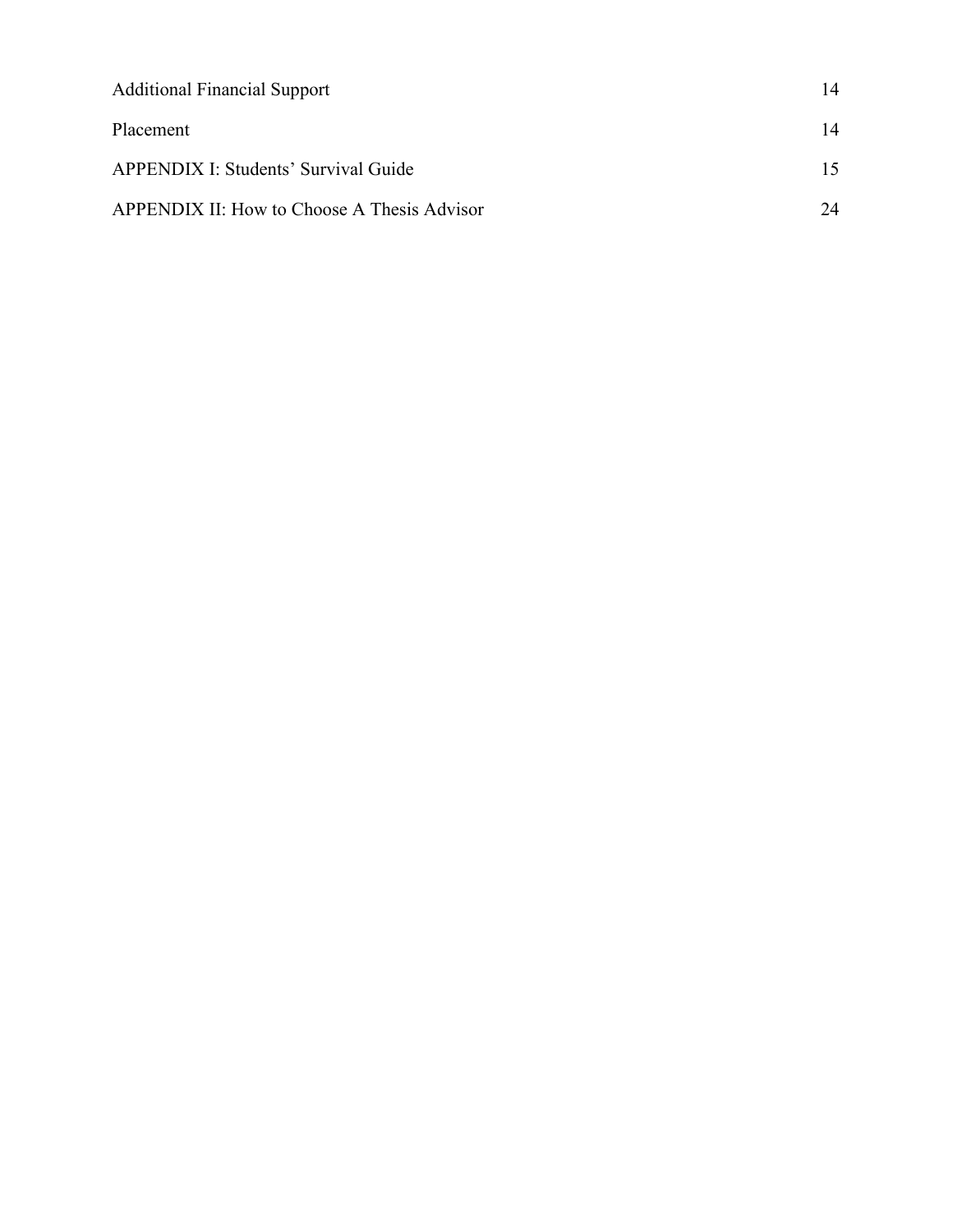| | |
|---|---|
| Additional Financial Support | 14 |
| Placement | 14 |
| APPENDIX I: Students' Survival Guide | 15 |
| APPENDIX II: How to Choose A Thesis Advisor | 24 |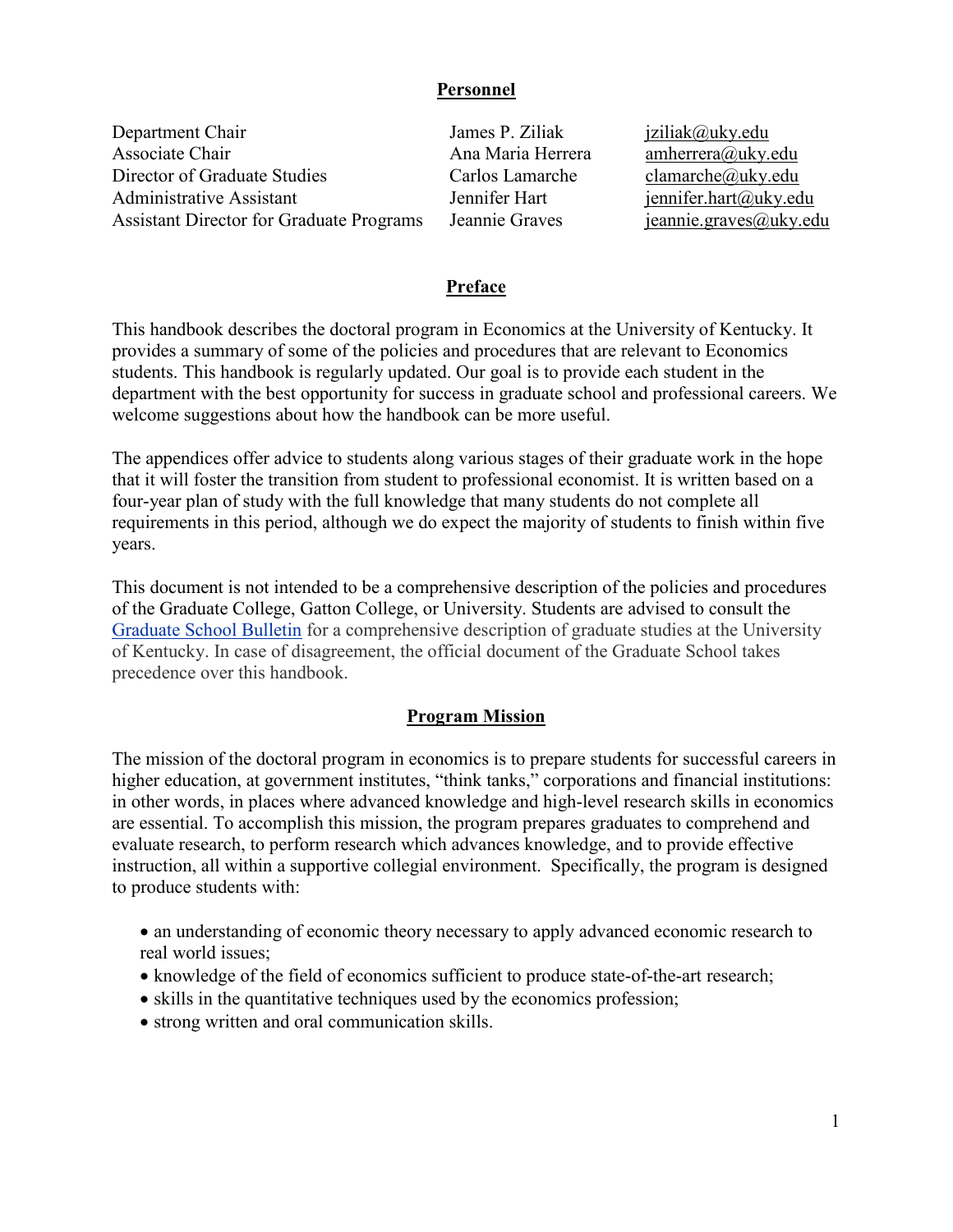## Personnel

| | | |
|---|---|---|
| Department Chair | James P. Ziliak | jziliak@uky.edu |
| Associate Chair | Ana Maria Herrera | amherrera@uky.edu |
| Director of Graduate Studies | Carlos Lamarche | clamarche@uky.edu |
| Administrative Assistant | Jennifer Hart | jennifer.hart@uky.edu |
| Assistant Director for Graduate Programs | Jeannie Graves | jeannie.graves@uky.edu |

## Preface

This handbook describes the doctoral program in Economics at the University of Kentucky. It provides a summary of some of the policies and procedures that are relevant to Economics students. This handbook is regularly updated. Our goal is to provide each student in the department with the best opportunity for success in graduate school and professional careers. We welcome suggestions about how the handbook can be more useful.

The appendices offer advice to students along various stages of their graduate work in the hope that it will foster the transition from student to professional economist. It is written based on a four-year plan of study with the full knowledge that many students do not complete all requirements in this period, although we do expect the majority of students to finish within five years.

This document is not intended to be a comprehensive description of the policies and procedures of the Graduate College, Gatton College, or University. Students are advised to consult the Graduate School Bulletin for a comprehensive description of graduate studies at the University of Kentucky. In case of disagreement, the official document of the Graduate School takes precedence over this handbook.

## Program Mission

The mission of the doctoral program in economics is to prepare students for successful careers in higher education, at government institutes, "think tanks," corporations and financial institutions: in other words, in places where advanced knowledge and high-level research skills in economics are essential. To accomplish this mission, the program prepares graduates to comprehend and evaluate research, to perform research which advances knowledge, and to provide effective instruction, all within a supportive collegial environment. Specifically, the program is designed to produce students with:

- an understanding of economic theory necessary to apply advanced economic research to real world issues;
- knowledge of the field of economics sufficient to produce state-of-the-art research;
- skills in the quantitative techniques used by the economics profession;
- strong written and oral communication skills.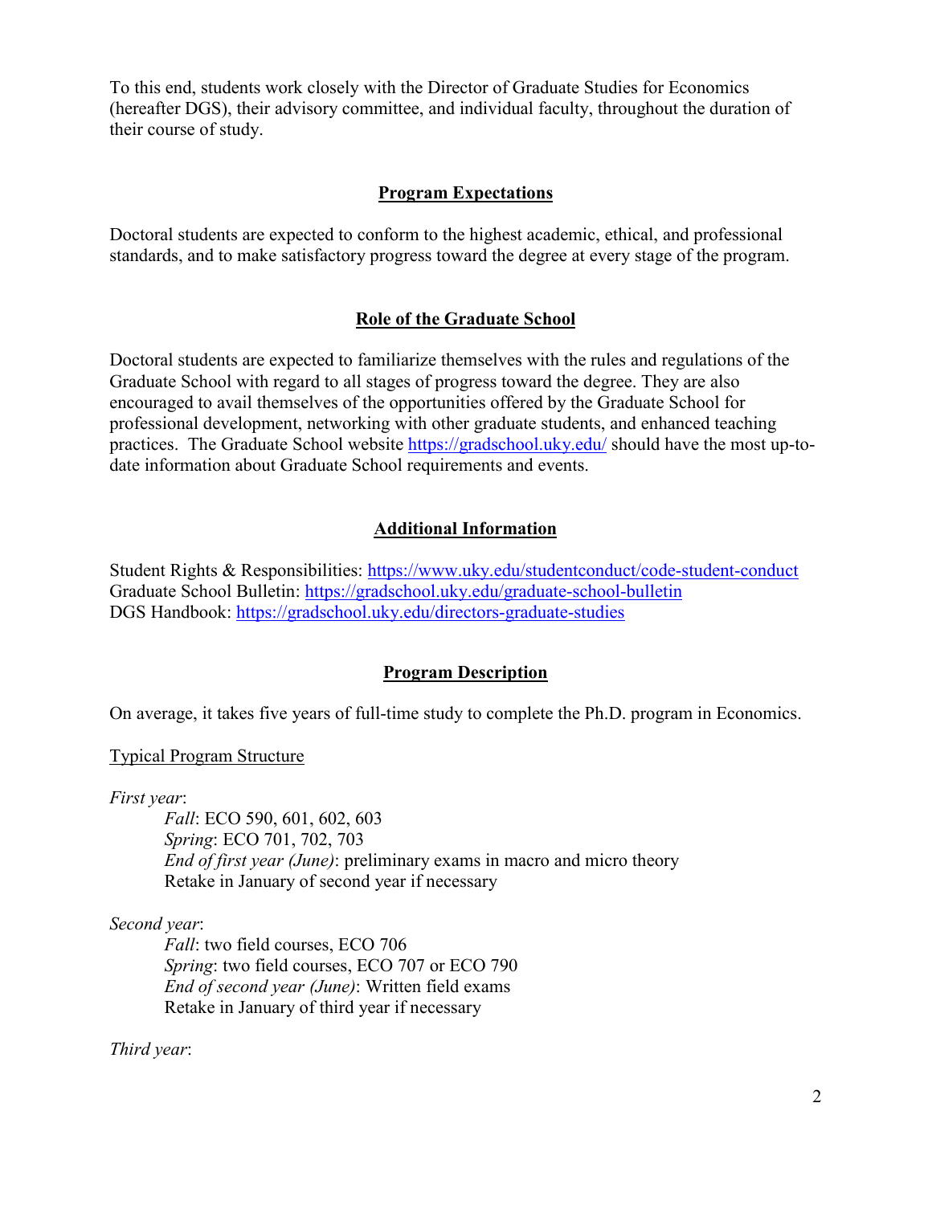To this end, students work closely with the Director of Graduate Studies for Economics (hereafter DGS), their advisory committee, and individual faculty, throughout the duration of their course of study.

## Program Expectations

Doctoral students are expected to conform to the highest academic, ethical, and professional standards, and to make satisfactory progress toward the degree at every stage of the program.

## Role of the Graduate School

Doctoral students are expected to familiarize themselves with the rules and regulations of the Graduate School with regard to all stages of progress toward the degree. They are also encouraged to avail themselves of the opportunities offered by the Graduate School for professional development, networking with other graduate students, and enhanced teaching practices. The Graduate School website https://gradschool.uky.edu/ should have the most up-to-date information about Graduate School requirements and events.

## Additional Information

Student Rights & Responsibilities: https://www.uky.edu/studentconduct/code-student-conduct
Graduate School Bulletin: https://gradschool.uky.edu/graduate-school-bulletin
DGS Handbook: https://gradschool.uky.edu/directors-graduate-studies

## Program Description

On average, it takes five years of full-time study to complete the Ph.D. program in Economics.

Typical Program Structure

*First year*:

- *Fall*: ECO 590, 601, 602, 603
- *Spring*: ECO 701, 702, 703
- *End of first year (June)*: preliminary exams in macro and micro theory
- Retake in January of second year if necessary

*Second year*:

- *Fall*: two field courses, ECO 706
- *Spring*: two field courses, ECO 707 or ECO 790
- *End of second year (June)*: Written field exams
- Retake in January of third year if necessary

*Third year*: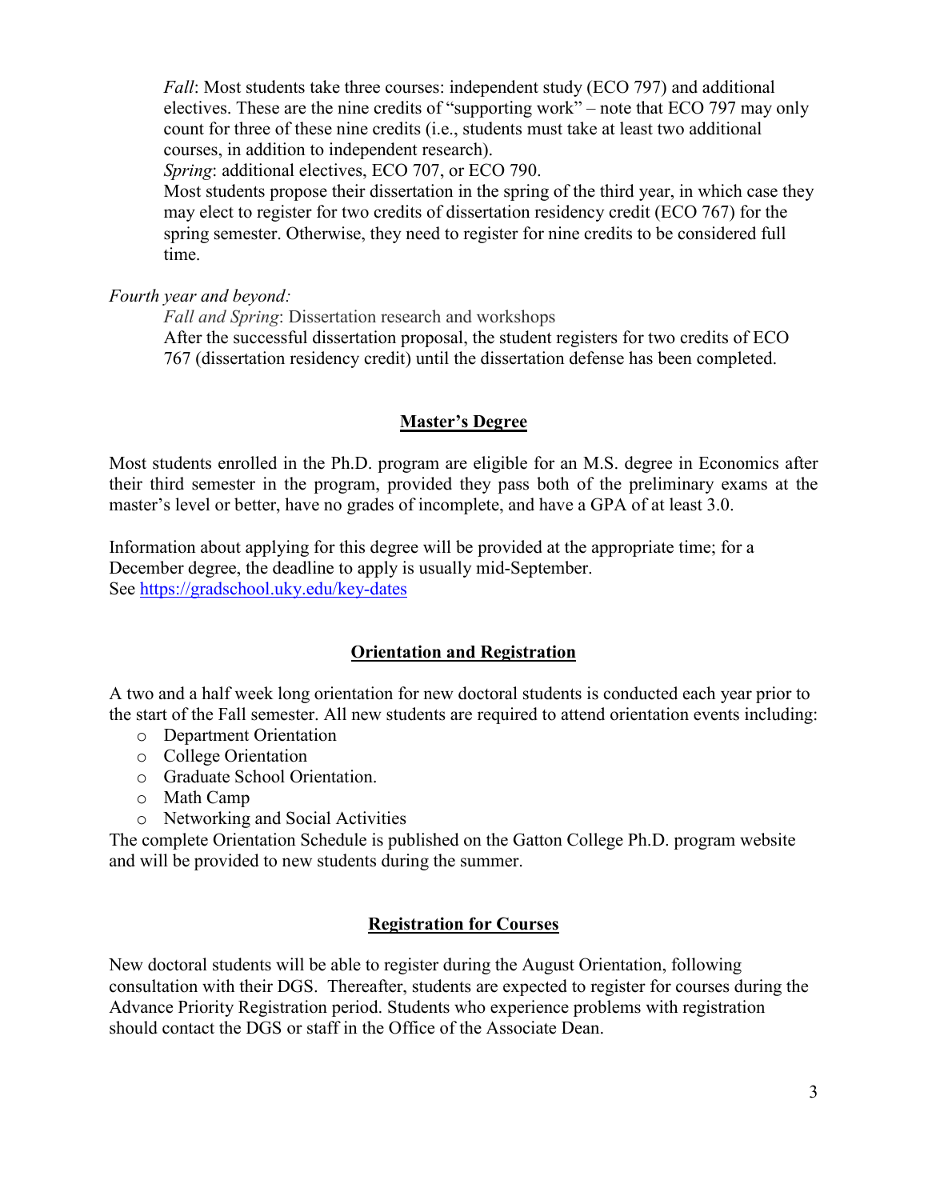*Fall*: Most students take three courses: independent study (ECO 797) and additional electives. These are the nine credits of "supporting work" – note that ECO 797 may only count for three of these nine credits (i.e., students must take at least two additional courses, in addition to independent research).

*Spring*: additional electives, ECO 707, or ECO 790.

Most students propose their dissertation in the spring of the third year, in which case they may elect to register for two credits of dissertation residency credit (ECO 767) for the spring semester. Otherwise, they need to register for nine credits to be considered full time.

*Fourth year and beyond:*

*Fall and Spring*: Dissertation research and workshops

After the successful dissertation proposal, the student registers for two credits of ECO 767 (dissertation residency credit) until the dissertation defense has been completed.

## Master's Degree

Most students enrolled in the Ph.D. program are eligible for an M.S. degree in Economics after their third semester in the program, provided they pass both of the preliminary exams at the master's level or better, have no grades of incomplete, and have a GPA of at least 3.0.

Information about applying for this degree will be provided at the appropriate time; for a December degree, the deadline to apply is usually mid-September.
See https://gradschool.uky.edu/key-dates

## Orientation and Registration

A two and a half week long orientation for new doctoral students is conducted each year prior to the start of the Fall semester. All new students are required to attend orientation events including:

- Department Orientation
- College Orientation
- Graduate School Orientation.
- Math Camp
- Networking and Social Activities

The complete Orientation Schedule is published on the Gatton College Ph.D. program website and will be provided to new students during the summer.

## Registration for Courses

New doctoral students will be able to register during the August Orientation, following consultation with their DGS. Thereafter, students are expected to register for courses during the Advance Priority Registration period. Students who experience problems with registration should contact the DGS or staff in the Office of the Associate Dean.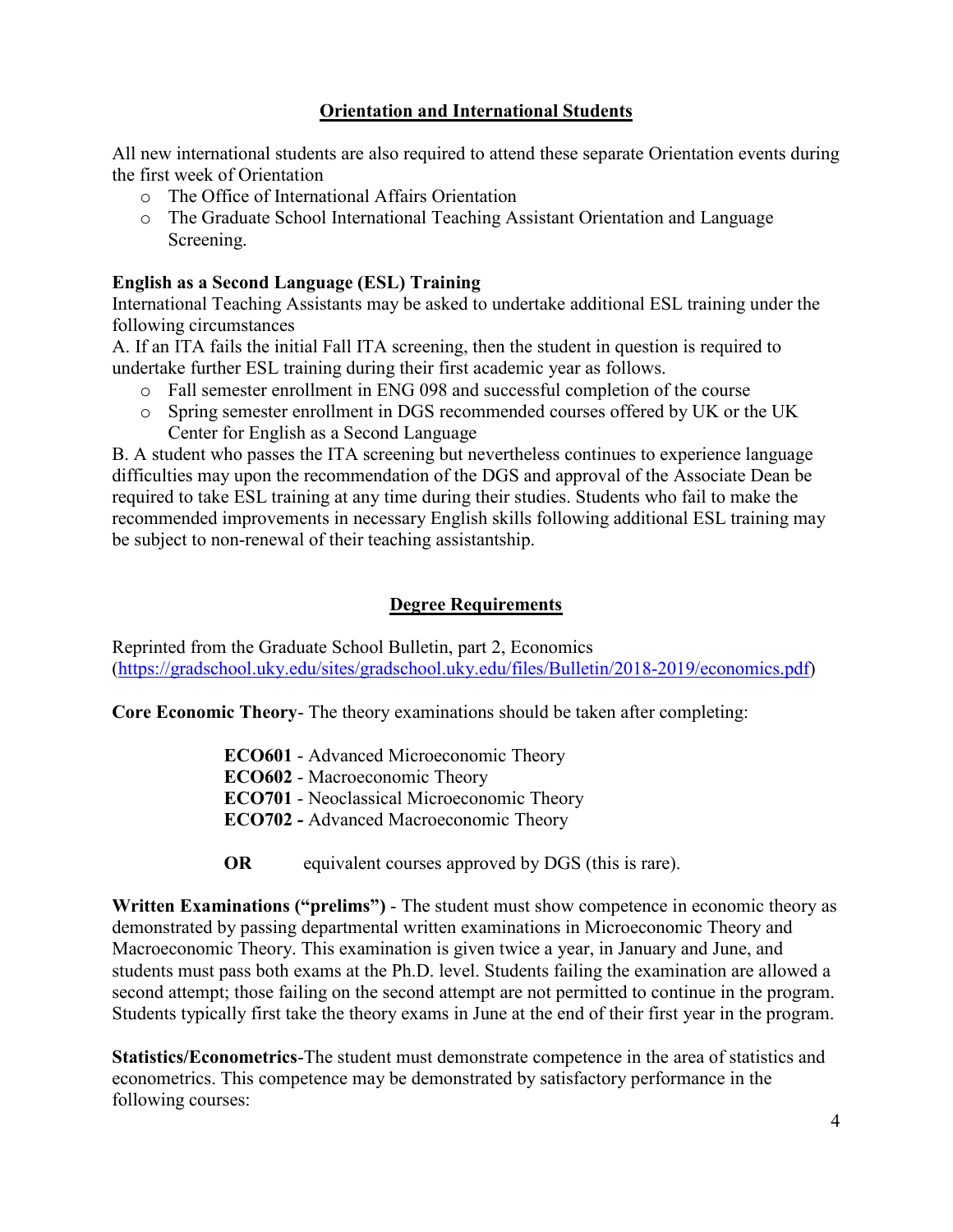## Orientation and International Students

All new international students are also required to attend these separate Orientation events during the first week of Orientation

- The Office of International Affairs Orientation
- The Graduate School International Teaching Assistant Orientation and Language Screening.

### English as a Second Language (ESL) Training

International Teaching Assistants may be asked to undertake additional ESL training under the following circumstances

A. If an ITA fails the initial Fall ITA screening, then the student in question is required to undertake further ESL training during their first academic year as follows.

- Fall semester enrollment in ENG 098 and successful completion of the course
- Spring semester enrollment in DGS recommended courses offered by UK or the UK Center for English as a Second Language

B. A student who passes the ITA screening but nevertheless continues to experience language difficulties may upon the recommendation of the DGS and approval of the Associate Dean be required to take ESL training at any time during their studies. Students who fail to make the recommended improvements in necessary English skills following additional ESL training may be subject to non-renewal of their teaching assistantship.

## Degree Requirements

Reprinted from the Graduate School Bulletin, part 2, Economics (https://gradschool.uky.edu/sites/gradschool.uky.edu/files/Bulletin/2018-2019/economics.pdf)

**Core Economic Theory**- The theory examinations should be taken after completing:

**ECO601** - Advanced Microeconomic Theory
**ECO602** - Macroeconomic Theory
**ECO701** - Neoclassical Microeconomic Theory
**ECO702 -** Advanced Macroeconomic Theory

**OR** equivalent courses approved by DGS (this is rare).

**Written Examinations ("prelims")** - The student must show competence in economic theory as demonstrated by passing departmental written examinations in Microeconomic Theory and Macroeconomic Theory. This examination is given twice a year, in January and June, and students must pass both exams at the Ph.D. level. Students failing the examination are allowed a second attempt; those failing on the second attempt are not permitted to continue in the program. Students typically first take the theory exams in June at the end of their first year in the program.

**Statistics/Econometrics**-The student must demonstrate competence in the area of statistics and econometrics. This competence may be demonstrated by satisfactory performance in the following courses: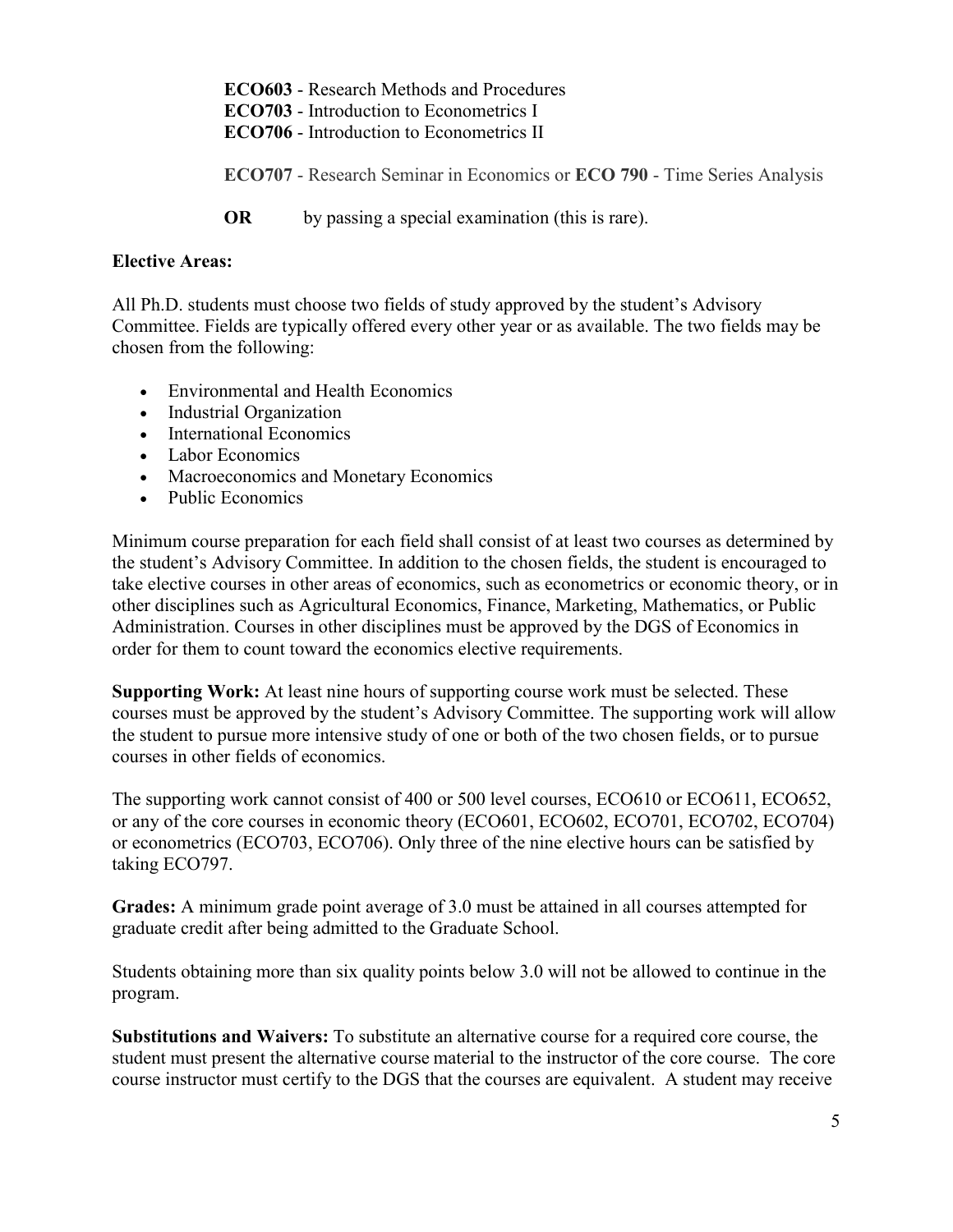**ECO603** - Research Methods and Procedures
**ECO703** - Introduction to Econometrics I
**ECO706** - Introduction to Econometrics II

**ECO707** - Research Seminar in Economics or **ECO 790** - Time Series Analysis

**OR** by passing a special examination (this is rare).

**Elective Areas:**

All Ph.D. students must choose two fields of study approved by the student's Advisory Committee. Fields are typically offered every other year or as available. The two fields may be chosen from the following:

- Environmental and Health Economics
- Industrial Organization
- International Economics
- Labor Economics
- Macroeconomics and Monetary Economics
- Public Economics

Minimum course preparation for each field shall consist of at least two courses as determined by the student's Advisory Committee. In addition to the chosen fields, the student is encouraged to take elective courses in other areas of economics, such as econometrics or economic theory, or in other disciplines such as Agricultural Economics, Finance, Marketing, Mathematics, or Public Administration. Courses in other disciplines must be approved by the DGS of Economics in order for them to count toward the economics elective requirements.

**Supporting Work:** At least nine hours of supporting course work must be selected. These courses must be approved by the student's Advisory Committee. The supporting work will allow the student to pursue more intensive study of one or both of the two chosen fields, or to pursue courses in other fields of economics.

The supporting work cannot consist of 400 or 500 level courses, ECO610 or ECO611, ECO652, or any of the core courses in economic theory (ECO601, ECO602, ECO701, ECO702, ECO704) or econometrics (ECO703, ECO706). Only three of the nine elective hours can be satisfied by taking ECO797.

**Grades:** A minimum grade point average of 3.0 must be attained in all courses attempted for graduate credit after being admitted to the Graduate School.

Students obtaining more than six quality points below 3.0 will not be allowed to continue in the program.

**Substitutions and Waivers:** To substitute an alternative course for a required core course, the student must present the alternative course material to the instructor of the core course. The core course instructor must certify to the DGS that the courses are equivalent. A student may receive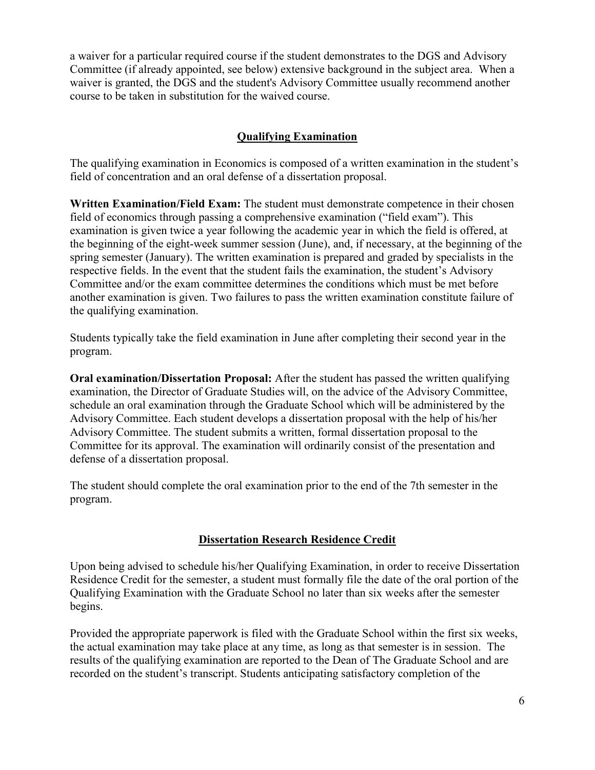a waiver for a particular required course if the student demonstrates to the DGS and Advisory Committee (if already appointed, see below) extensive background in the subject area. When a waiver is granted, the DGS and the student's Advisory Committee usually recommend another course to be taken in substitution for the waived course.

## Qualifying Examination

The qualifying examination in Economics is composed of a written examination in the student's field of concentration and an oral defense of a dissertation proposal.

**Written Examination/Field Exam:** The student must demonstrate competence in their chosen field of economics through passing a comprehensive examination ("field exam"). This examination is given twice a year following the academic year in which the field is offered, at the beginning of the eight-week summer session (June), and, if necessary, at the beginning of the spring semester (January). The written examination is prepared and graded by specialists in the respective fields. In the event that the student fails the examination, the student's Advisory Committee and/or the exam committee determines the conditions which must be met before another examination is given. Two failures to pass the written examination constitute failure of the qualifying examination.

Students typically take the field examination in June after completing their second year in the program.

**Oral examination/Dissertation Proposal:** After the student has passed the written qualifying examination, the Director of Graduate Studies will, on the advice of the Advisory Committee, schedule an oral examination through the Graduate School which will be administered by the Advisory Committee. Each student develops a dissertation proposal with the help of his/her Advisory Committee. The student submits a written, formal dissertation proposal to the Committee for its approval. The examination will ordinarily consist of the presentation and defense of a dissertation proposal.

The student should complete the oral examination prior to the end of the 7th semester in the program.

## Dissertation Research Residence Credit

Upon being advised to schedule his/her Qualifying Examination, in order to receive Dissertation Residence Credit for the semester, a student must formally file the date of the oral portion of the Qualifying Examination with the Graduate School no later than six weeks after the semester begins.

Provided the appropriate paperwork is filed with the Graduate School within the first six weeks, the actual examination may take place at any time, as long as that semester is in session. The results of the qualifying examination are reported to the Dean of The Graduate School and are recorded on the student's transcript. Students anticipating satisfactory completion of the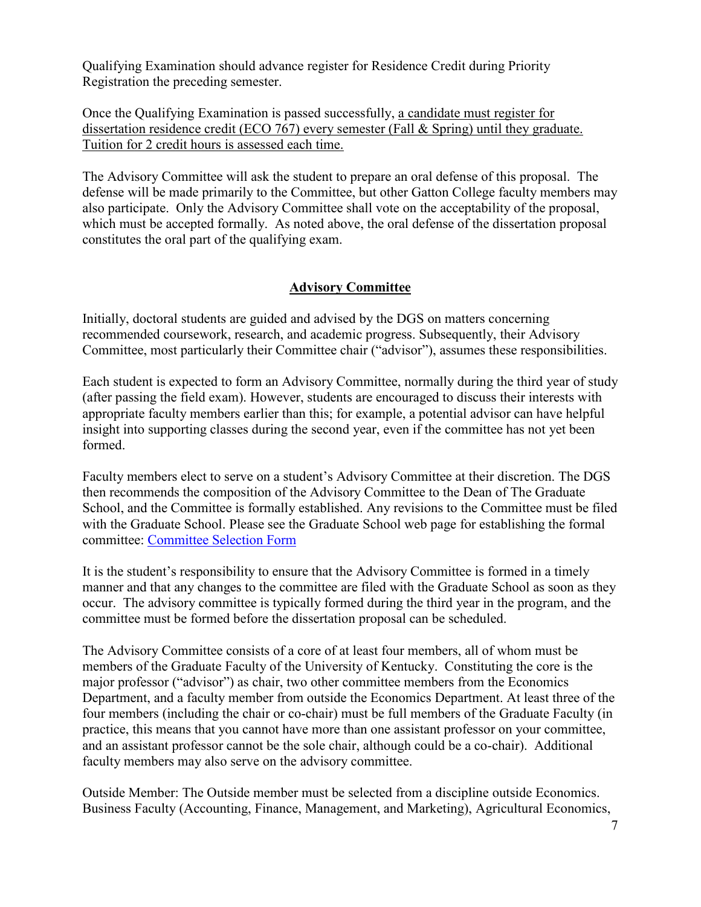Qualifying Examination should advance register for Residence Credit during Priority Registration the preceding semester.

Once the Qualifying Examination is passed successfully, <u>a candidate must register for dissertation residence credit (ECO 767) every semester (Fall & Spring) until they graduate. Tuition for 2 credit hours is assessed each time.</u>

The Advisory Committee will ask the student to prepare an oral defense of this proposal. The defense will be made primarily to the Committee, but other Gatton College faculty members may also participate. Only the Advisory Committee shall vote on the acceptability of the proposal, which must be accepted formally. As noted above, the oral defense of the dissertation proposal constitutes the oral part of the qualifying exam.

## Advisory Committee

Initially, doctoral students are guided and advised by the DGS on matters concerning recommended coursework, research, and academic progress. Subsequently, their Advisory Committee, most particularly their Committee chair ("advisor"), assumes these responsibilities.

Each student is expected to form an Advisory Committee, normally during the third year of study (after passing the field exam). However, students are encouraged to discuss their interests with appropriate faculty members earlier than this; for example, a potential advisor can have helpful insight into supporting classes during the second year, even if the committee has not yet been formed.

Faculty members elect to serve on a student's Advisory Committee at their discretion. The DGS then recommends the composition of the Advisory Committee to the Dean of The Graduate School, and the Committee is formally established. Any revisions to the Committee must be filed with the Graduate School. Please see the Graduate School web page for establishing the formal committee: Committee Selection Form

It is the student's responsibility to ensure that the Advisory Committee is formed in a timely manner and that any changes to the committee are filed with the Graduate School as soon as they occur. The advisory committee is typically formed during the third year in the program, and the committee must be formed before the dissertation proposal can be scheduled.

The Advisory Committee consists of a core of at least four members, all of whom must be members of the Graduate Faculty of the University of Kentucky. Constituting the core is the major professor ("advisor") as chair, two other committee members from the Economics Department, and a faculty member from outside the Economics Department. At least three of the four members (including the chair or co-chair) must be full members of the Graduate Faculty (in practice, this means that you cannot have more than one assistant professor on your committee, and an assistant professor cannot be the sole chair, although could be a co-chair). Additional faculty members may also serve on the advisory committee.

Outside Member: The Outside member must be selected from a discipline outside Economics. Business Faculty (Accounting, Finance, Management, and Marketing), Agricultural Economics,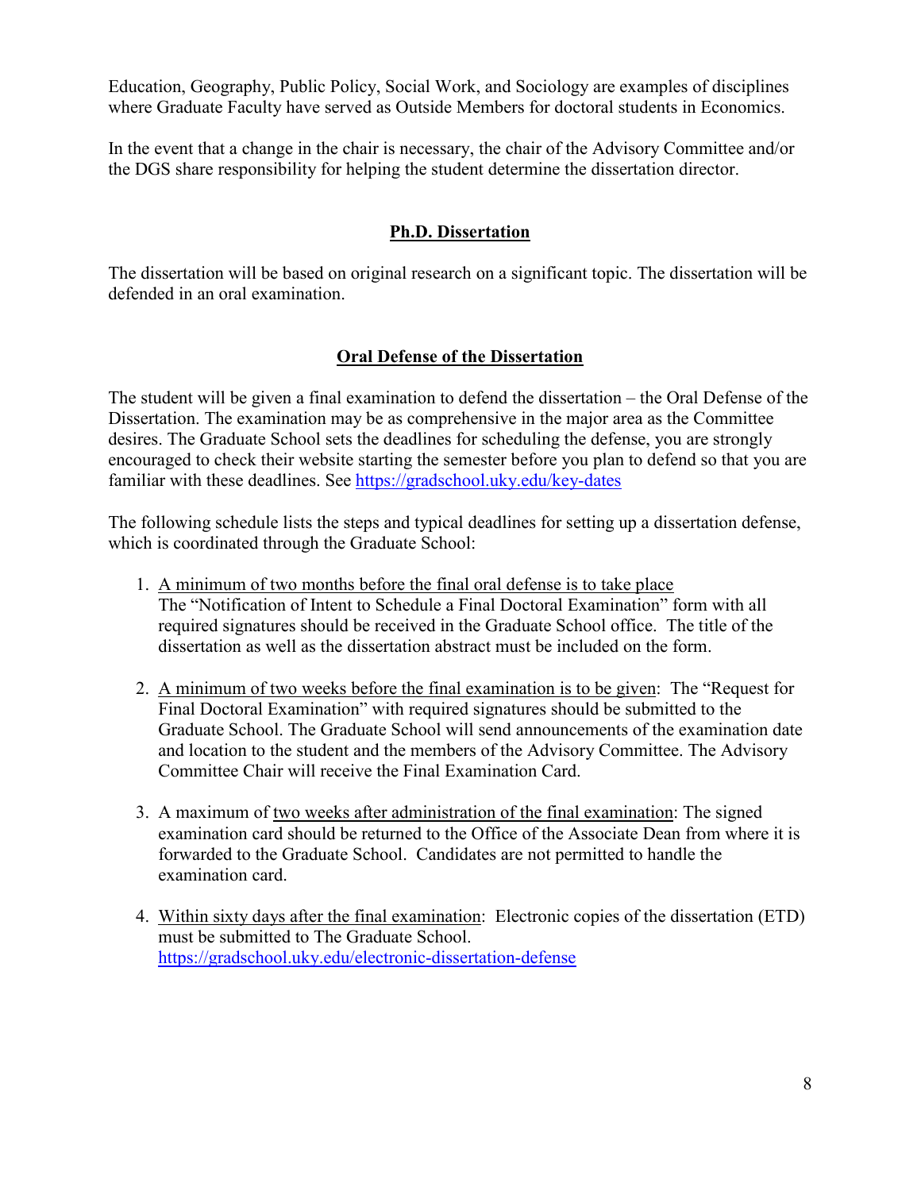Education, Geography, Public Policy, Social Work, and Sociology are examples of disciplines where Graduate Faculty have served as Outside Members for doctoral students in Economics.

In the event that a change in the chair is necessary, the chair of the Advisory Committee and/or the DGS share responsibility for helping the student determine the dissertation director.

## Ph.D. Dissertation

The dissertation will be based on original research on a significant topic. The dissertation will be defended in an oral examination.

## Oral Defense of the Dissertation

The student will be given a final examination to defend the dissertation – the Oral Defense of the Dissertation. The examination may be as comprehensive in the major area as the Committee desires. The Graduate School sets the deadlines for scheduling the defense, you are strongly encouraged to check their website starting the semester before you plan to defend so that you are familiar with these deadlines. See https://gradschool.uky.edu/key-dates

The following schedule lists the steps and typical deadlines for setting up a dissertation defense, which is coordinated through the Graduate School:

1. A minimum of two months before the final oral defense is to take place  
   The "Notification of Intent to Schedule a Final Doctoral Examination" form with all required signatures should be received in the Graduate School office. The title of the dissertation as well as the dissertation abstract must be included on the form.

2. A minimum of two weeks before the final examination is to be given: The "Request for Final Doctoral Examination" with required signatures should be submitted to the Graduate School. The Graduate School will send announcements of the examination date and location to the student and the members of the Advisory Committee. The Advisory Committee Chair will receive the Final Examination Card.

3. A maximum of two weeks after administration of the final examination: The signed examination card should be returned to the Office of the Associate Dean from where it is forwarded to the Graduate School. Candidates are not permitted to handle the examination card.

4. Within sixty days after the final examination: Electronic copies of the dissertation (ETD) must be submitted to The Graduate School.  
   https://gradschool.uky.edu/electronic-dissertation-defense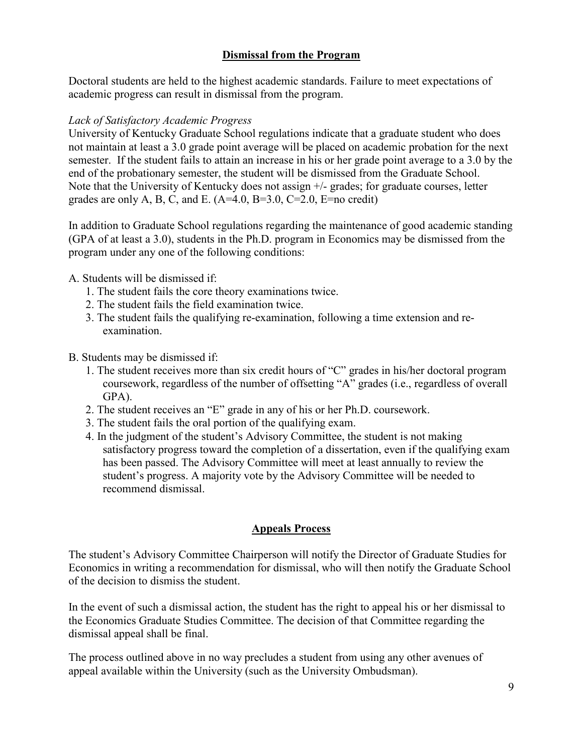## Dismissal from the Program

Doctoral students are held to the highest academic standards. Failure to meet expectations of academic progress can result in dismissal from the program.

*Lack of Satisfactory Academic Progress*

University of Kentucky Graduate School regulations indicate that a graduate student who does not maintain at least a 3.0 grade point average will be placed on academic probation for the next semester. If the student fails to attain an increase in his or her grade point average to a 3.0 by the end of the probationary semester, the student will be dismissed from the Graduate School. Note that the University of Kentucky does not assign +/- grades; for graduate courses, letter grades are only A, B, C, and E. (A=4.0, B=3.0, C=2.0, E=no credit)

In addition to Graduate School regulations regarding the maintenance of good academic standing (GPA of at least a 3.0), students in the Ph.D. program in Economics may be dismissed from the program under any one of the following conditions:

A. Students will be dismissed if:
   1. The student fails the core theory examinations twice.
   2. The student fails the field examination twice.
   3. The student fails the qualifying re-examination, following a time extension and re-examination.

B. Students may be dismissed if:
   1. The student receives more than six credit hours of "C" grades in his/her doctoral program coursework, regardless of the number of offsetting "A" grades (i.e., regardless of overall GPA).
   2. The student receives an "E" grade in any of his or her Ph.D. coursework.
   3. The student fails the oral portion of the qualifying exam.
   4. In the judgment of the student's Advisory Committee, the student is not making satisfactory progress toward the completion of a dissertation, even if the qualifying exam has been passed. The Advisory Committee will meet at least annually to review the student's progress. A majority vote by the Advisory Committee will be needed to recommend dismissal.

## Appeals Process

The student's Advisory Committee Chairperson will notify the Director of Graduate Studies for Economics in writing a recommendation for dismissal, who will then notify the Graduate School of the decision to dismiss the student.

In the event of such a dismissal action, the student has the right to appeal his or her dismissal to the Economics Graduate Studies Committee. The decision of that Committee regarding the dismissal appeal shall be final.

The process outlined above in no way precludes a student from using any other avenues of appeal available within the University (such as the University Ombudsman).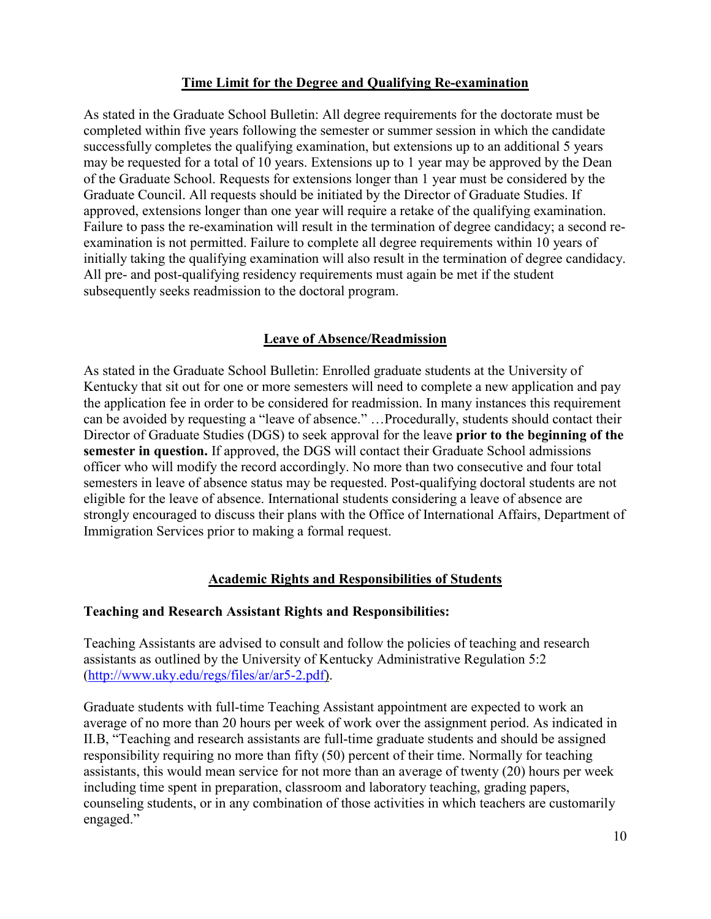## Time Limit for the Degree and Qualifying Re-examination

As stated in the Graduate School Bulletin: All degree requirements for the doctorate must be completed within five years following the semester or summer session in which the candidate successfully completes the qualifying examination, but extensions up to an additional 5 years may be requested for a total of 10 years. Extensions up to 1 year may be approved by the Dean of the Graduate School. Requests for extensions longer than 1 year must be considered by the Graduate Council. All requests should be initiated by the Director of Graduate Studies. If approved, extensions longer than one year will require a retake of the qualifying examination. Failure to pass the re-examination will result in the termination of degree candidacy; a second re-examination is not permitted. Failure to complete all degree requirements within 10 years of initially taking the qualifying examination will also result in the termination of degree candidacy. All pre- and post-qualifying residency requirements must again be met if the student subsequently seeks readmission to the doctoral program.

## Leave of Absence/Readmission

As stated in the Graduate School Bulletin: Enrolled graduate students at the University of Kentucky that sit out for one or more semesters will need to complete a new application and pay the application fee in order to be considered for readmission. In many instances this requirement can be avoided by requesting a "leave of absence." …Procedurally, students should contact their Director of Graduate Studies (DGS) to seek approval for the leave **prior to the beginning of the semester in question.** If approved, the DGS will contact their Graduate School admissions officer who will modify the record accordingly. No more than two consecutive and four total semesters in leave of absence status may be requested. Post-qualifying doctoral students are not eligible for the leave of absence. International students considering a leave of absence are strongly encouraged to discuss their plans with the Office of International Affairs, Department of Immigration Services prior to making a formal request.

## Academic Rights and Responsibilities of Students

### Teaching and Research Assistant Rights and Responsibilities:

Teaching Assistants are advised to consult and follow the policies of teaching and research assistants as outlined by the University of Kentucky Administrative Regulation 5:2 (http://www.uky.edu/regs/files/ar/ar5-2.pdf).

Graduate students with full-time Teaching Assistant appointment are expected to work an average of no more than 20 hours per week of work over the assignment period. As indicated in II.B, "Teaching and research assistants are full-time graduate students and should be assigned responsibility requiring no more than fifty (50) percent of their time. Normally for teaching assistants, this would mean service for not more than an average of twenty (20) hours per week including time spent in preparation, classroom and laboratory teaching, grading papers, counseling students, or in any combination of those activities in which teachers are customarily engaged."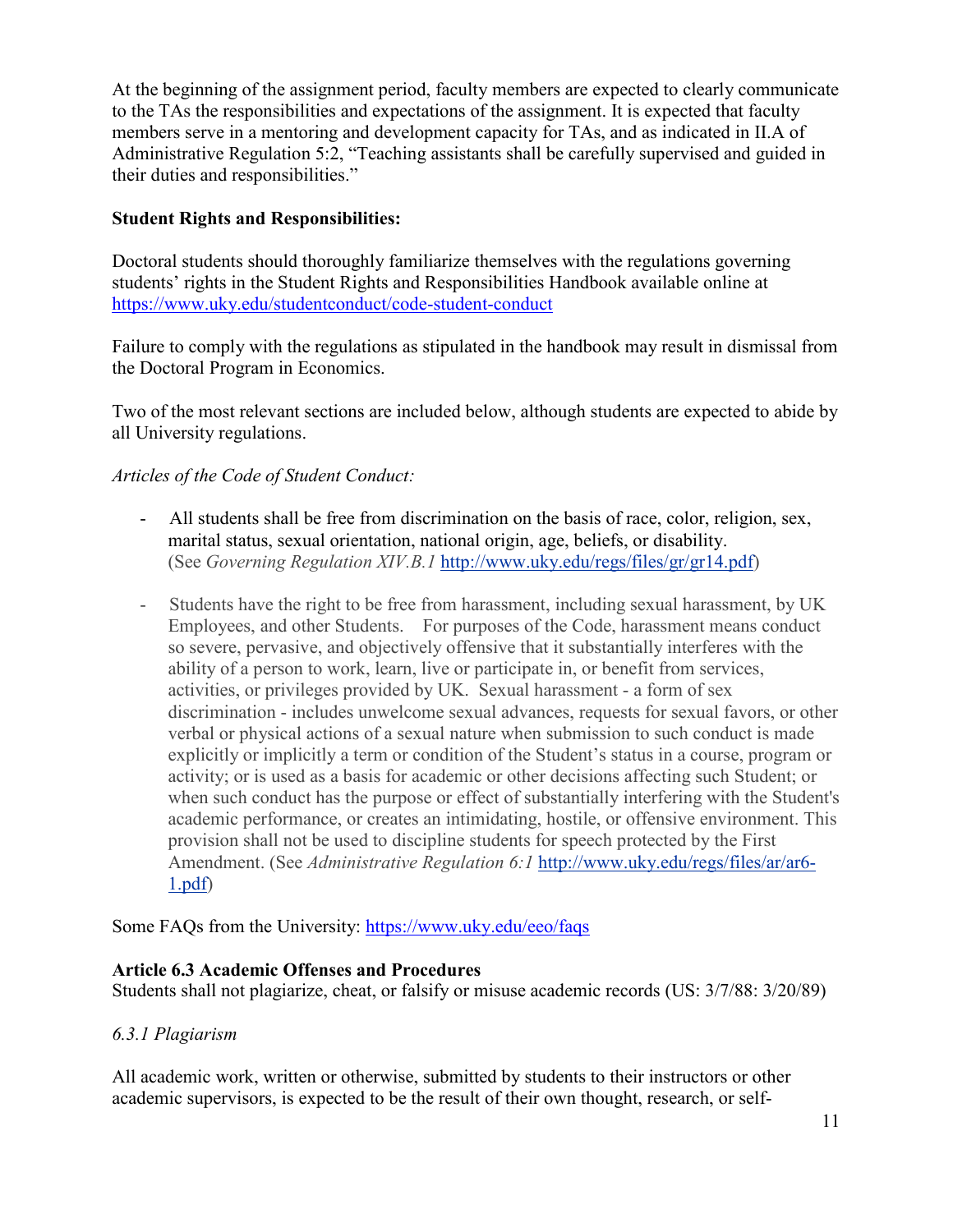At the beginning of the assignment period, faculty members are expected to clearly communicate to the TAs the responsibilities and expectations of the assignment. It is expected that faculty members serve in a mentoring and development capacity for TAs, and as indicated in II.A of Administrative Regulation 5:2, "Teaching assistants shall be carefully supervised and guided in their duties and responsibilities."

**Student Rights and Responsibilities:**

Doctoral students should thoroughly familiarize themselves with the regulations governing students' rights in the Student Rights and Responsibilities Handbook available online at https://www.uky.edu/studentconduct/code-student-conduct

Failure to comply with the regulations as stipulated in the handbook may result in dismissal from the Doctoral Program in Economics.

Two of the most relevant sections are included below, although students are expected to abide by all University regulations.

*Articles of the Code of Student Conduct:*

- All students shall be free from discrimination on the basis of race, color, religion, sex, marital status, sexual orientation, national origin, age, beliefs, or disability. (See *Governing Regulation XIV.B.1* http://www.uky.edu/regs/files/gr/gr14.pdf)

- Students have the right to be free from harassment, including sexual harassment, by UK Employees, and other Students. For purposes of the Code, harassment means conduct so severe, pervasive, and objectively offensive that it substantially interferes with the ability of a person to work, learn, live or participate in, or benefit from services, activities, or privileges provided by UK. Sexual harassment - a form of sex discrimination - includes unwelcome sexual advances, requests for sexual favors, or other verbal or physical actions of a sexual nature when submission to such conduct is made explicitly or implicitly a term or condition of the Student's status in a course, program or activity; or is used as a basis for academic or other decisions affecting such Student; or when such conduct has the purpose or effect of substantially interfering with the Student's academic performance, or creates an intimidating, hostile, or offensive environment. This provision shall not be used to discipline students for speech protected by the First Amendment. (See *Administrative Regulation 6:1* http://www.uky.edu/regs/files/ar/ar6-1.pdf)

Some FAQs from the University: https://www.uky.edu/eeo/faqs

**Article 6.3 Academic Offenses and Procedures**
Students shall not plagiarize, cheat, or falsify or misuse academic records (US: 3/7/88: 3/20/89)

*6.3.1 Plagiarism*

All academic work, written or otherwise, submitted by students to their instructors or other academic supervisors, is expected to be the result of their own thought, research, or self-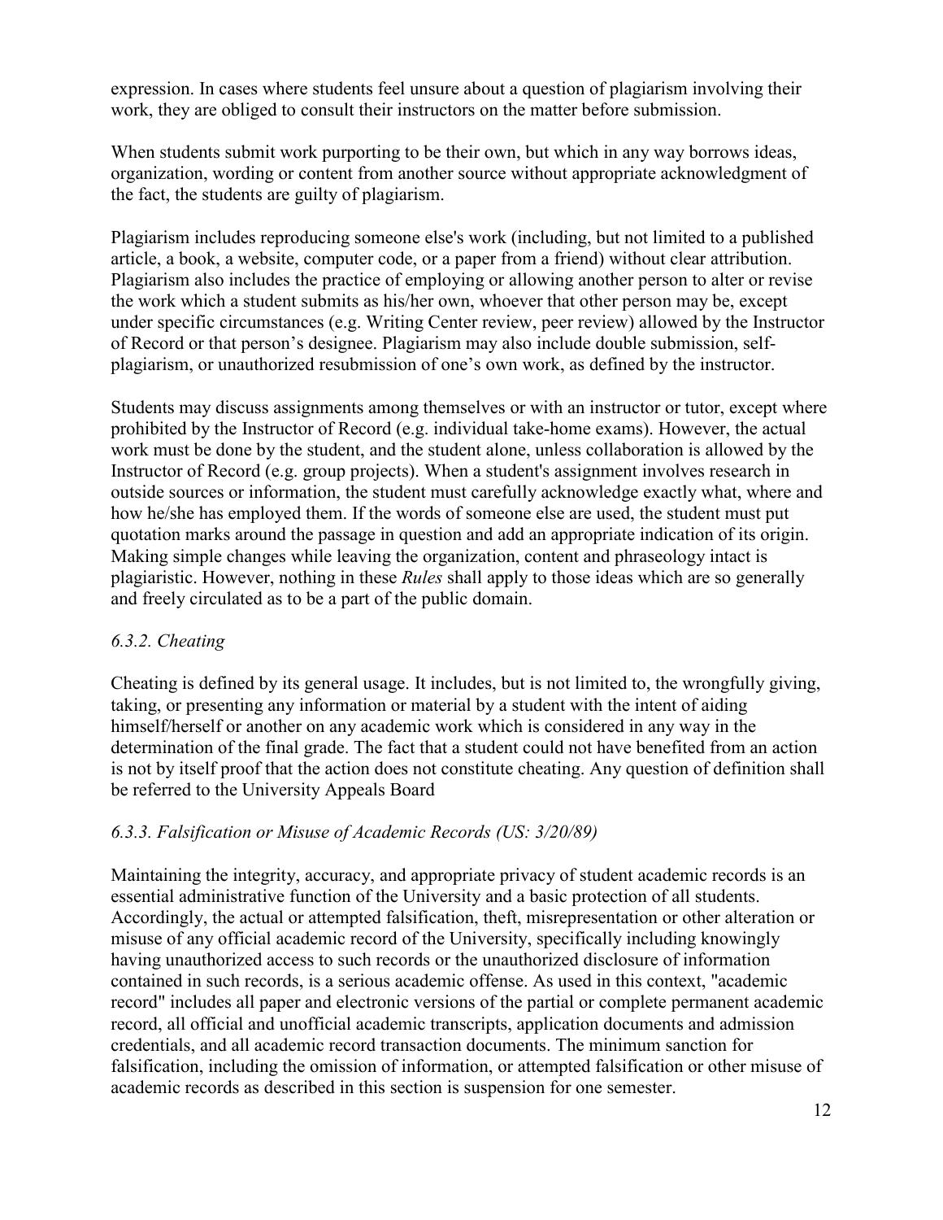expression. In cases where students feel unsure about a question of plagiarism involving their work, they are obliged to consult their instructors on the matter before submission.

When students submit work purporting to be their own, but which in any way borrows ideas, organization, wording or content from another source without appropriate acknowledgment of the fact, the students are guilty of plagiarism.

Plagiarism includes reproducing someone else's work (including, but not limited to a published article, a book, a website, computer code, or a paper from a friend) without clear attribution. Plagiarism also includes the practice of employing or allowing another person to alter or revise the work which a student submits as his/her own, whoever that other person may be, except under specific circumstances (e.g. Writing Center review, peer review) allowed by the Instructor of Record or that person's designee. Plagiarism may also include double submission, self-plagiarism, or unauthorized resubmission of one's own work, as defined by the instructor.

Students may discuss assignments among themselves or with an instructor or tutor, except where prohibited by the Instructor of Record (e.g. individual take-home exams). However, the actual work must be done by the student, and the student alone, unless collaboration is allowed by the Instructor of Record (e.g. group projects). When a student's assignment involves research in outside sources or information, the student must carefully acknowledge exactly what, where and how he/she has employed them. If the words of someone else are used, the student must put quotation marks around the passage in question and add an appropriate indication of its origin. Making simple changes while leaving the organization, content and phraseology intact is plagiaristic. However, nothing in these *Rules* shall apply to those ideas which are so generally and freely circulated as to be a part of the public domain.

### *6.3.2. Cheating*

Cheating is defined by its general usage. It includes, but is not limited to, the wrongfully giving, taking, or presenting any information or material by a student with the intent of aiding himself/herself or another on any academic work which is considered in any way in the determination of the final grade. The fact that a student could not have benefited from an action is not by itself proof that the action does not constitute cheating. Any question of definition shall be referred to the University Appeals Board

### *6.3.3. Falsification or Misuse of Academic Records (US: 3/20/89)*

Maintaining the integrity, accuracy, and appropriate privacy of student academic records is an essential administrative function of the University and a basic protection of all students. Accordingly, the actual or attempted falsification, theft, misrepresentation or other alteration or misuse of any official academic record of the University, specifically including knowingly having unauthorized access to such records or the unauthorized disclosure of information contained in such records, is a serious academic offense. As used in this context, "academic record" includes all paper and electronic versions of the partial or complete permanent academic record, all official and unofficial academic transcripts, application documents and admission credentials, and all academic record transaction documents. The minimum sanction for falsification, including the omission of information, or attempted falsification or other misuse of academic records as described in this section is suspension for one semester.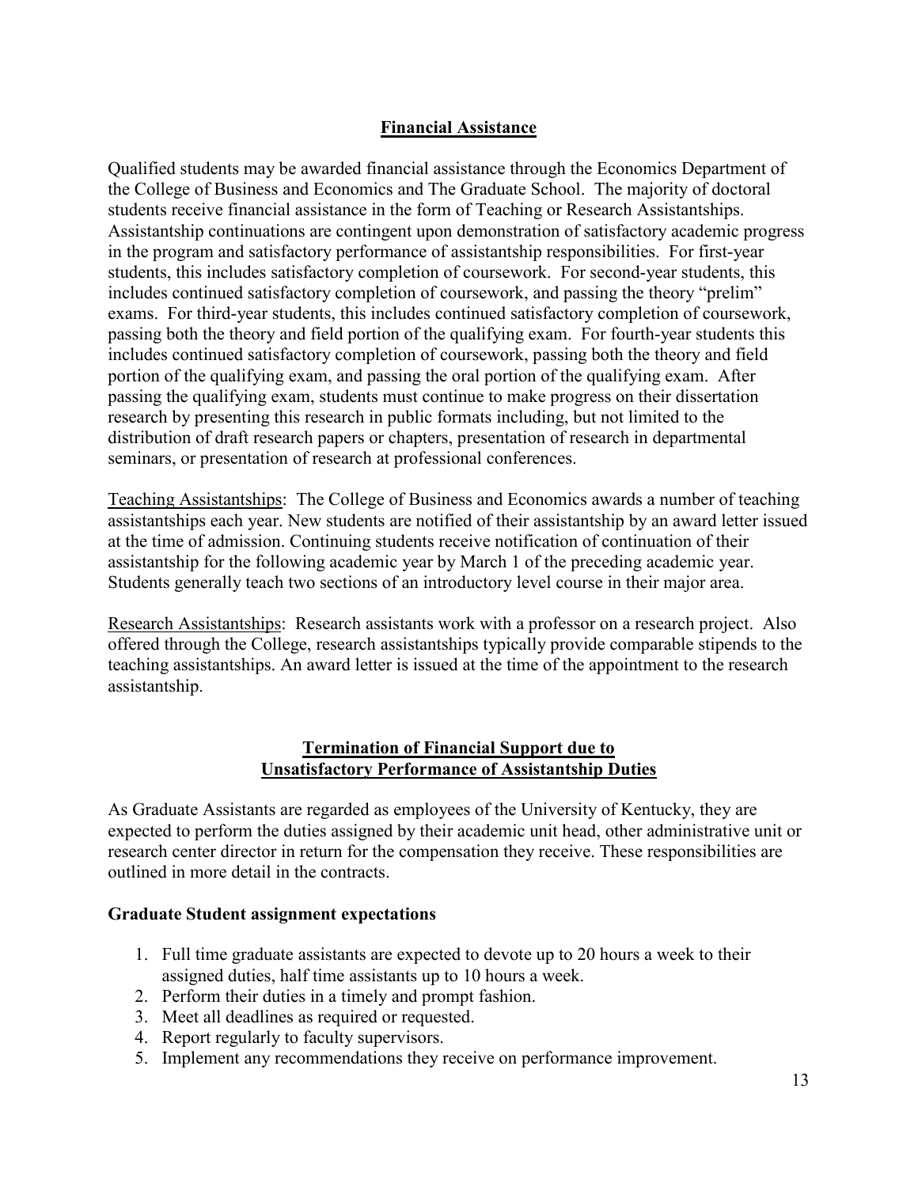## Financial Assistance

Qualified students may be awarded financial assistance through the Economics Department of the College of Business and Economics and The Graduate School. The majority of doctoral students receive financial assistance in the form of Teaching or Research Assistantships. Assistantship continuations are contingent upon demonstration of satisfactory academic progress in the program and satisfactory performance of assistantship responsibilities. For first-year students, this includes satisfactory completion of coursework. For second-year students, this includes continued satisfactory completion of coursework, and passing the theory "prelim" exams. For third-year students, this includes continued satisfactory completion of coursework, passing both the theory and field portion of the qualifying exam. For fourth-year students this includes continued satisfactory completion of coursework, passing both the theory and field portion of the qualifying exam, and passing the oral portion of the qualifying exam. After passing the qualifying exam, students must continue to make progress on their dissertation research by presenting this research in public formats including, but not limited to the distribution of draft research papers or chapters, presentation of research in departmental seminars, or presentation of research at professional conferences.

Teaching Assistantships: The College of Business and Economics awards a number of teaching assistantships each year. New students are notified of their assistantship by an award letter issued at the time of admission. Continuing students receive notification of continuation of their assistantship for the following academic year by March 1 of the preceding academic year. Students generally teach two sections of an introductory level course in their major area.

Research Assistantships: Research assistants work with a professor on a research project. Also offered through the College, research assistantships typically provide comparable stipends to the teaching assistantships. An award letter is issued at the time of the appointment to the research assistantship.

## Termination of Financial Support due to Unsatisfactory Performance of Assistantship Duties

As Graduate Assistants are regarded as employees of the University of Kentucky, they are expected to perform the duties assigned by their academic unit head, other administrative unit or research center director in return for the compensation they receive. These responsibilities are outlined in more detail in the contracts.

### Graduate Student assignment expectations

1. Full time graduate assistants are expected to devote up to 20 hours a week to their assigned duties, half time assistants up to 10 hours a week.
2. Perform their duties in a timely and prompt fashion.
3. Meet all deadlines as required or requested.
4. Report regularly to faculty supervisors.
5. Implement any recommendations they receive on performance improvement.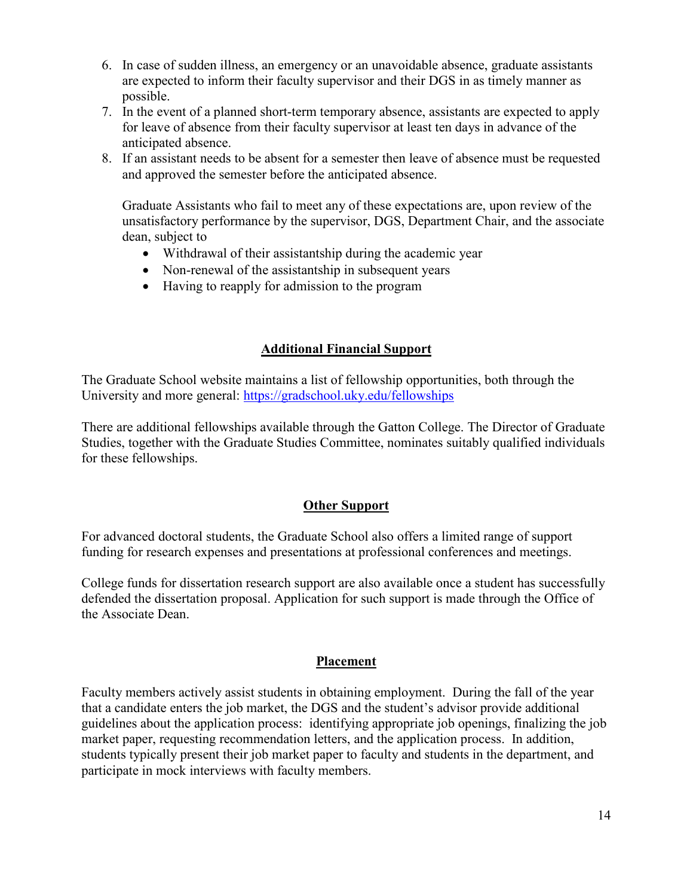6. In case of sudden illness, an emergency or an unavoidable absence, graduate assistants are expected to inform their faculty supervisor and their DGS in as timely manner as possible.
7. In the event of a planned short-term temporary absence, assistants are expected to apply for leave of absence from their faculty supervisor at least ten days in advance of the anticipated absence.
8. If an assistant needs to be absent for a semester then leave of absence must be requested and approved the semester before the anticipated absence.

   Graduate Assistants who fail to meet any of these expectations are, upon review of the unsatisfactory performance by the supervisor, DGS, Department Chair, and the associate dean, subject to

   - Withdrawal of their assistantship during the academic year
   - Non-renewal of the assistantship in subsequent years
   - Having to reapply for admission to the program

## Additional Financial Support

The Graduate School website maintains a list of fellowship opportunities, both through the University and more general: https://gradschool.uky.edu/fellowships

There are additional fellowships available through the Gatton College. The Director of Graduate Studies, together with the Graduate Studies Committee, nominates suitably qualified individuals for these fellowships.

## Other Support

For advanced doctoral students, the Graduate School also offers a limited range of support funding for research expenses and presentations at professional conferences and meetings.

College funds for dissertation research support are also available once a student has successfully defended the dissertation proposal. Application for such support is made through the Office of the Associate Dean.

## Placement

Faculty members actively assist students in obtaining employment. During the fall of the year that a candidate enters the job market, the DGS and the student's advisor provide additional guidelines about the application process: identifying appropriate job openings, finalizing the job market paper, requesting recommendation letters, and the application process. In addition, students typically present their job market paper to faculty and students in the department, and participate in mock interviews with faculty members.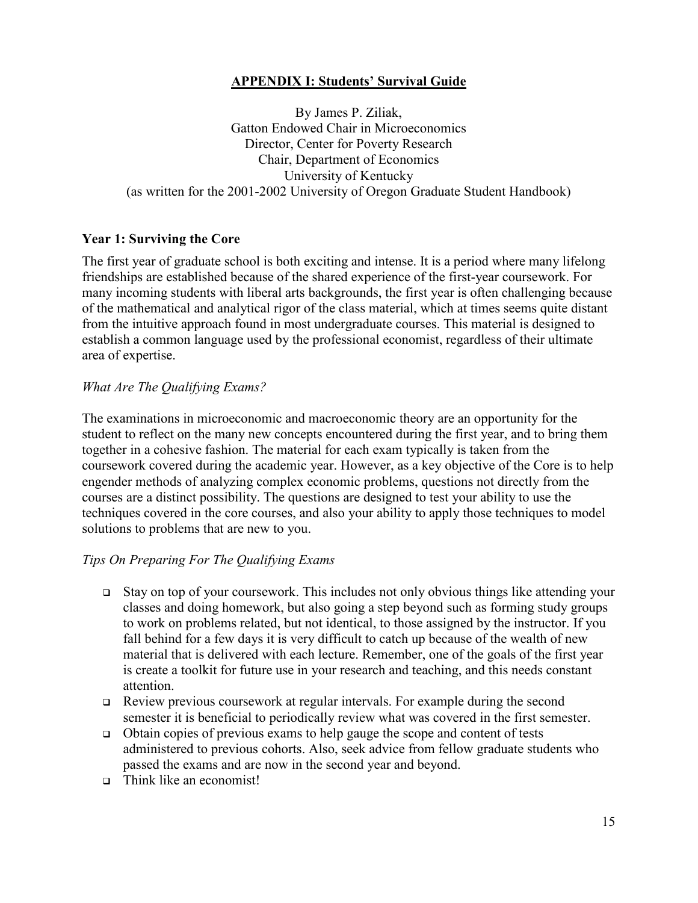## APPENDIX I: Students' Survival Guide

By James P. Ziliak,
Gatton Endowed Chair in Microeconomics
Director, Center for Poverty Research
Chair, Department of Economics
University of Kentucky
(as written for the 2001-2002 University of Oregon Graduate Student Handbook)

### Year 1: Surviving the Core

The first year of graduate school is both exciting and intense. It is a period where many lifelong friendships are established because of the shared experience of the first-year coursework. For many incoming students with liberal arts backgrounds, the first year is often challenging because of the mathematical and analytical rigor of the class material, which at times seems quite distant from the intuitive approach found in most undergraduate courses. This material is designed to establish a common language used by the professional economist, regardless of their ultimate area of expertise.

*What Are The Qualifying Exams?*

The examinations in microeconomic and macroeconomic theory are an opportunity for the student to reflect on the many new concepts encountered during the first year, and to bring them together in a cohesive fashion. The material for each exam typically is taken from the coursework covered during the academic year. However, as a key objective of the Core is to help engender methods of analyzing complex economic problems, questions not directly from the courses are a distinct possibility. The questions are designed to test your ability to use the techniques covered in the core courses, and also your ability to apply those techniques to model solutions to problems that are new to you.

*Tips On Preparing For The Qualifying Exams*

- Stay on top of your coursework. This includes not only obvious things like attending your classes and doing homework, but also going a step beyond such as forming study groups to work on problems related, but not identical, to those assigned by the instructor. If you fall behind for a few days it is very difficult to catch up because of the wealth of new material that is delivered with each lecture. Remember, one of the goals of the first year is create a toolkit for future use in your research and teaching, and this needs constant attention.
- Review previous coursework at regular intervals. For example during the second semester it is beneficial to periodically review what was covered in the first semester.
- Obtain copies of previous exams to help gauge the scope and content of tests administered to previous cohorts. Also, seek advice from fellow graduate students who passed the exams and are now in the second year and beyond.
- Think like an economist!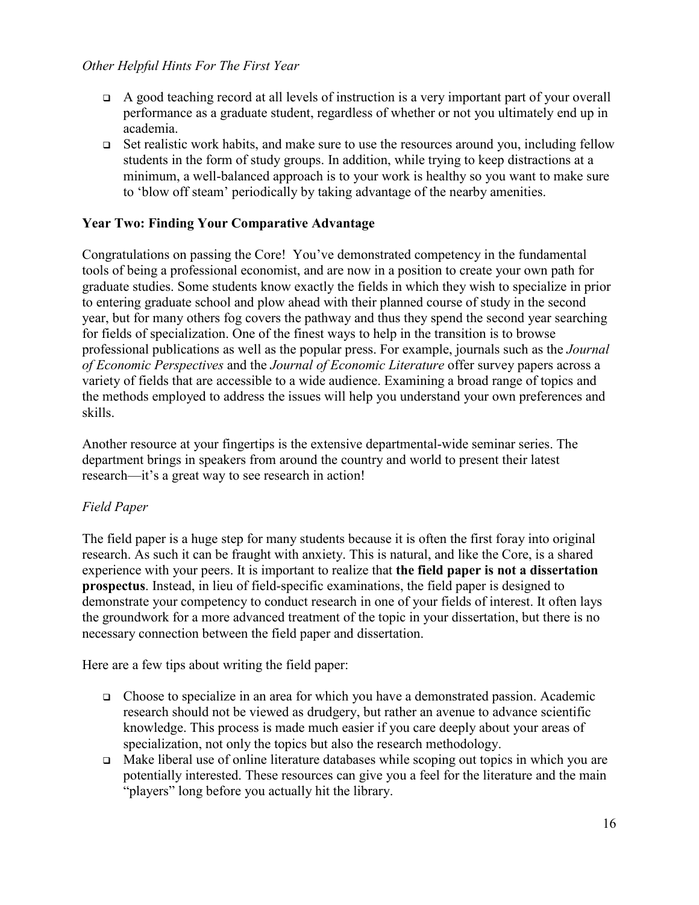*Other Helpful Hints For The First Year*

- A good teaching record at all levels of instruction is a very important part of your overall performance as a graduate student, regardless of whether or not you ultimately end up in academia.
- Set realistic work habits, and make sure to use the resources around you, including fellow students in the form of study groups. In addition, while trying to keep distractions at a minimum, a well-balanced approach is to your work is healthy so you want to make sure to 'blow off steam' periodically by taking advantage of the nearby amenities.

## Year Two: Finding Your Comparative Advantage

Congratulations on passing the Core! You've demonstrated competency in the fundamental tools of being a professional economist, and are now in a position to create your own path for graduate studies. Some students know exactly the fields in which they wish to specialize in prior to entering graduate school and plow ahead with their planned course of study in the second year, but for many others fog covers the pathway and thus they spend the second year searching for fields of specialization. One of the finest ways to help in the transition is to browse professional publications as well as the popular press. For example, journals such as the *Journal of Economic Perspectives* and the *Journal of Economic Literature* offer survey papers across a variety of fields that are accessible to a wide audience. Examining a broad range of topics and the methods employed to address the issues will help you understand your own preferences and skills.

Another resource at your fingertips is the extensive departmental-wide seminar series. The department brings in speakers from around the country and world to present their latest research—it's a great way to see research in action!

*Field Paper*

The field paper is a huge step for many students because it is often the first foray into original research. As such it can be fraught with anxiety. This is natural, and like the Core, is a shared experience with your peers. It is important to realize that **the field paper is not a dissertation prospectus**. Instead, in lieu of field-specific examinations, the field paper is designed to demonstrate your competency to conduct research in one of your fields of interest. It often lays the groundwork for a more advanced treatment of the topic in your dissertation, but there is no necessary connection between the field paper and dissertation.

Here are a few tips about writing the field paper:

- Choose to specialize in an area for which you have a demonstrated passion. Academic research should not be viewed as drudgery, but rather an avenue to advance scientific knowledge. This process is made much easier if you care deeply about your areas of specialization, not only the topics but also the research methodology.
- Make liberal use of online literature databases while scoping out topics in which you are potentially interested. These resources can give you a feel for the literature and the main "players" long before you actually hit the library.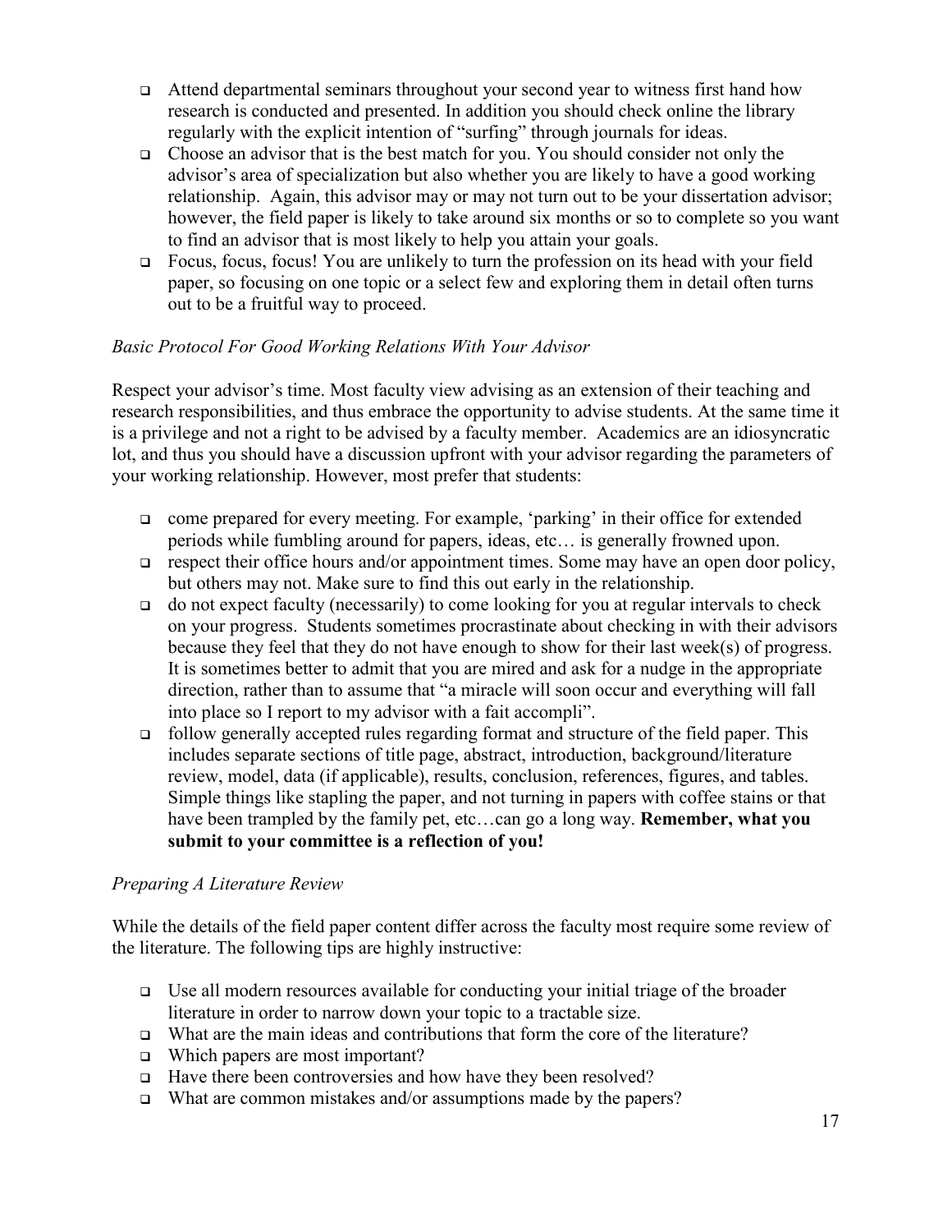- Attend departmental seminars throughout your second year to witness first hand how research is conducted and presented. In addition you should check online the library regularly with the explicit intention of "surfing" through journals for ideas.
- Choose an advisor that is the best match for you. You should consider not only the advisor's area of specialization but also whether you are likely to have a good working relationship. Again, this advisor may or may not turn out to be your dissertation advisor; however, the field paper is likely to take around six months or so to complete so you want to find an advisor that is most likely to help you attain your goals.
- Focus, focus, focus! You are unlikely to turn the profession on its head with your field paper, so focusing on one topic or a select few and exploring them in detail often turns out to be a fruitful way to proceed.

*Basic Protocol For Good Working Relations With Your Advisor*

Respect your advisor's time. Most faculty view advising as an extension of their teaching and research responsibilities, and thus embrace the opportunity to advise students. At the same time it is a privilege and not a right to be advised by a faculty member. Academics are an idiosyncratic lot, and thus you should have a discussion upfront with your advisor regarding the parameters of your working relationship. However, most prefer that students:

- come prepared for every meeting. For example, 'parking' in their office for extended periods while fumbling around for papers, ideas, etc… is generally frowned upon.
- respect their office hours and/or appointment times. Some may have an open door policy, but others may not. Make sure to find this out early in the relationship.
- do not expect faculty (necessarily) to come looking for you at regular intervals to check on your progress. Students sometimes procrastinate about checking in with their advisors because they feel that they do not have enough to show for their last week(s) of progress. It is sometimes better to admit that you are mired and ask for a nudge in the appropriate direction, rather than to assume that "a miracle will soon occur and everything will fall into place so I report to my advisor with a fait accompli".
- follow generally accepted rules regarding format and structure of the field paper. This includes separate sections of title page, abstract, introduction, background/literature review, model, data (if applicable), results, conclusion, references, figures, and tables. Simple things like stapling the paper, and not turning in papers with coffee stains or that have been trampled by the family pet, etc…can go a long way. **Remember, what you submit to your committee is a reflection of you!**

*Preparing A Literature Review*

While the details of the field paper content differ across the faculty most require some review of the literature. The following tips are highly instructive:

- Use all modern resources available for conducting your initial triage of the broader literature in order to narrow down your topic to a tractable size.
- What are the main ideas and contributions that form the core of the literature?
- Which papers are most important?
- Have there been controversies and how have they been resolved?
- What are common mistakes and/or assumptions made by the papers?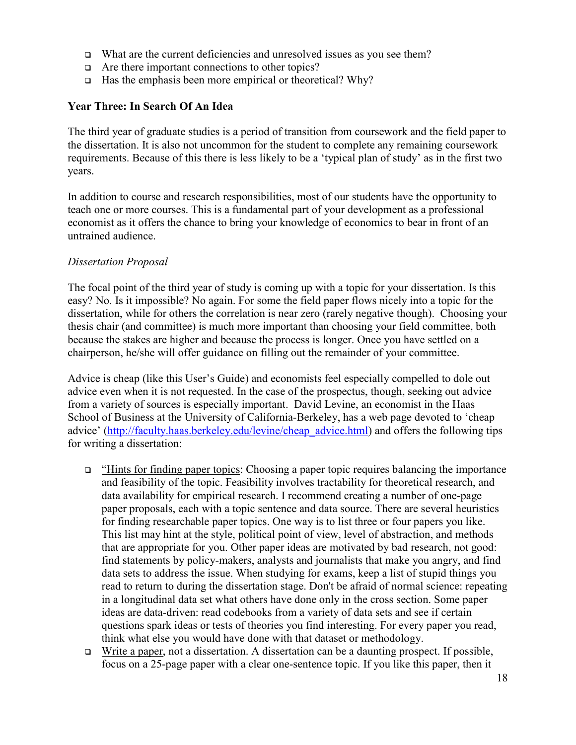- What are the current deficiencies and unresolved issues as you see them?
- Are there important connections to other topics?
- Has the emphasis been more empirical or theoretical? Why?

**Year Three: In Search Of An Idea**

The third year of graduate studies is a period of transition from coursework and the field paper to the dissertation. It is also not uncommon for the student to complete any remaining coursework requirements. Because of this there is less likely to be a 'typical plan of study' as in the first two years.

In addition to course and research responsibilities, most of our students have the opportunity to teach one or more courses. This is a fundamental part of your development as a professional economist as it offers the chance to bring your knowledge of economics to bear in front of an untrained audience.

*Dissertation Proposal*

The focal point of the third year of study is coming up with a topic for your dissertation. Is this easy? No. Is it impossible? No again. For some the field paper flows nicely into a topic for the dissertation, while for others the correlation is near zero (rarely negative though). Choosing your thesis chair (and committee) is much more important than choosing your field committee, both because the stakes are higher and because the process is longer. Once you have settled on a chairperson, he/she will offer guidance on filling out the remainder of your committee.

Advice is cheap (like this User's Guide) and economists feel especially compelled to dole out advice even when it is not requested. In the case of the prospectus, though, seeking out advice from a variety of sources is especially important. David Levine, an economist in the Haas School of Business at the University of California-Berkeley, has a web page devoted to 'cheap advice' (http://faculty.haas.berkeley.edu/levine/cheap_advice.html) and offers the following tips for writing a dissertation:

- "Hints for finding paper topics: Choosing a paper topic requires balancing the importance and feasibility of the topic. Feasibility involves tractability for theoretical research, and data availability for empirical research. I recommend creating a number of one-page paper proposals, each with a topic sentence and data source. There are several heuristics for finding researchable paper topics. One way is to list three or four papers you like. This list may hint at the style, political point of view, level of abstraction, and methods that are appropriate for you. Other paper ideas are motivated by bad research, not good: find statements by policy-makers, analysts and journalists that make you angry, and find data sets to address the issue. When studying for exams, keep a list of stupid things you read to return to during the dissertation stage. Don't be afraid of normal science: repeating in a longitudinal data set what others have done only in the cross section. Some paper ideas are data-driven: read codebooks from a variety of data sets and see if certain questions spark ideas or tests of theories you find interesting. For every paper you read, think what else you would have done with that dataset or methodology.
- Write a paper, not a dissertation. A dissertation can be a daunting prospect. If possible, focus on a 25-page paper with a clear one-sentence topic. If you like this paper, then it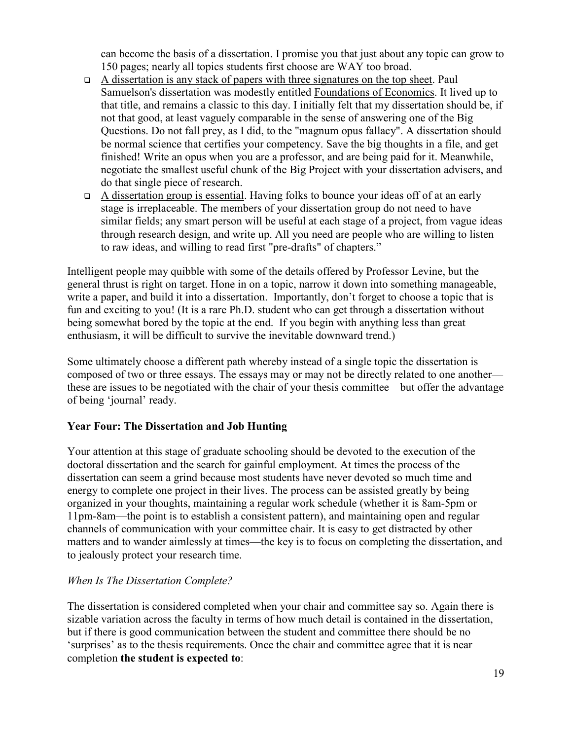can become the basis of a dissertation. I promise you that just about any topic can grow to 150 pages; nearly all topics students first choose are WAY too broad.

- A dissertation is any stack of papers with three signatures on the top sheet. Paul Samuelson's dissertation was modestly entitled Foundations of Economics. It lived up to that title, and remains a classic to this day. I initially felt that my dissertation should be, if not that good, at least vaguely comparable in the sense of answering one of the Big Questions. Do not fall prey, as I did, to the "magnum opus fallacy". A dissertation should be normal science that certifies your competency. Save the big thoughts in a file, and get finished! Write an opus when you are a professor, and are being paid for it. Meanwhile, negotiate the smallest useful chunk of the Big Project with your dissertation advisers, and do that single piece of research.
- A dissertation group is essential. Having folks to bounce your ideas off of at an early stage is irreplaceable. The members of your dissertation group do not need to have similar fields; any smart person will be useful at each stage of a project, from vague ideas through research design, and write up. All you need are people who are willing to listen to raw ideas, and willing to read first "pre-drafts" of chapters."

Intelligent people may quibble with some of the details offered by Professor Levine, but the general thrust is right on target. Hone in on a topic, narrow it down into something manageable, write a paper, and build it into a dissertation. Importantly, don't forget to choose a topic that is fun and exciting to you! (It is a rare Ph.D. student who can get through a dissertation without being somewhat bored by the topic at the end. If you begin with anything less than great enthusiasm, it will be difficult to survive the inevitable downward trend.)

Some ultimately choose a different path whereby instead of a single topic the dissertation is composed of two or three essays. The essays may or may not be directly related to one another—these are issues to be negotiated with the chair of your thesis committee—but offer the advantage of being 'journal' ready.

### Year Four: The Dissertation and Job Hunting

Your attention at this stage of graduate schooling should be devoted to the execution of the doctoral dissertation and the search for gainful employment. At times the process of the dissertation can seem a grind because most students have never devoted so much time and energy to complete one project in their lives. The process can be assisted greatly by being organized in your thoughts, maintaining a regular work schedule (whether it is 8am-5pm or 11pm-8am—the point is to establish a consistent pattern), and maintaining open and regular channels of communication with your committee chair. It is easy to get distracted by other matters and to wander aimlessly at times—the key is to focus on completing the dissertation, and to jealously protect your research time.

#### *When Is The Dissertation Complete?*

The dissertation is considered completed when your chair and committee say so. Again there is sizable variation across the faculty in terms of how much detail is contained in the dissertation, but if there is good communication between the student and committee there should be no 'surprises' as to the thesis requirements. Once the chair and committee agree that it is near completion **the student is expected to**: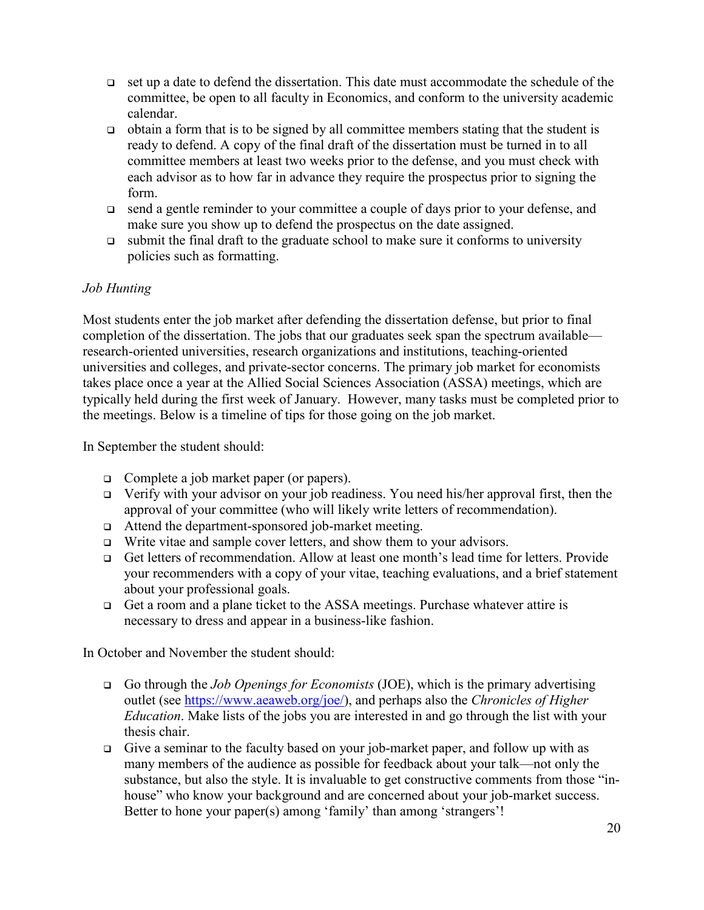- set up a date to defend the dissertation. This date must accommodate the schedule of the committee, be open to all faculty in Economics, and conform to the university academic calendar.
- obtain a form that is to be signed by all committee members stating that the student is ready to defend. A copy of the final draft of the dissertation must be turned in to all committee members at least two weeks prior to the defense, and you must check with each advisor as to how far in advance they require the prospectus prior to signing the form.
- send a gentle reminder to your committee a couple of days prior to your defense, and make sure you show up to defend the prospectus on the date assigned.
- submit the final draft to the graduate school to make sure it conforms to university policies such as formatting.

*Job Hunting*

Most students enter the job market after defending the dissertation defense, but prior to final completion of the dissertation. The jobs that our graduates seek span the spectrum available—research-oriented universities, research organizations and institutions, teaching-oriented universities and colleges, and private-sector concerns. The primary job market for economists takes place once a year at the Allied Social Sciences Association (ASSA) meetings, which are typically held during the first week of January. However, many tasks must be completed prior to the meetings. Below is a timeline of tips for those going on the job market.

In September the student should:

- Complete a job market paper (or papers).
- Verify with your advisor on your job readiness. You need his/her approval first, then the approval of your committee (who will likely write letters of recommendation).
- Attend the department-sponsored job-market meeting.
- Write vitae and sample cover letters, and show them to your advisors.
- Get letters of recommendation. Allow at least one month's lead time for letters. Provide your recommenders with a copy of your vitae, teaching evaluations, and a brief statement about your professional goals.
- Get a room and a plane ticket to the ASSA meetings. Purchase whatever attire is necessary to dress and appear in a business-like fashion.

In October and November the student should:

- Go through the *Job Openings for Economists* (JOE), which is the primary advertising outlet (see https://www.aeaweb.org/joe/), and perhaps also the *Chronicles of Higher Education*. Make lists of the jobs you are interested in and go through the list with your thesis chair.
- Give a seminar to the faculty based on your job-market paper, and follow up with as many members of the audience as possible for feedback about your talk—not only the substance, but also the style. It is invaluable to get constructive comments from those "in-house" who know your background and are concerned about your job-market success. Better to hone your paper(s) among 'family' than among 'strangers'!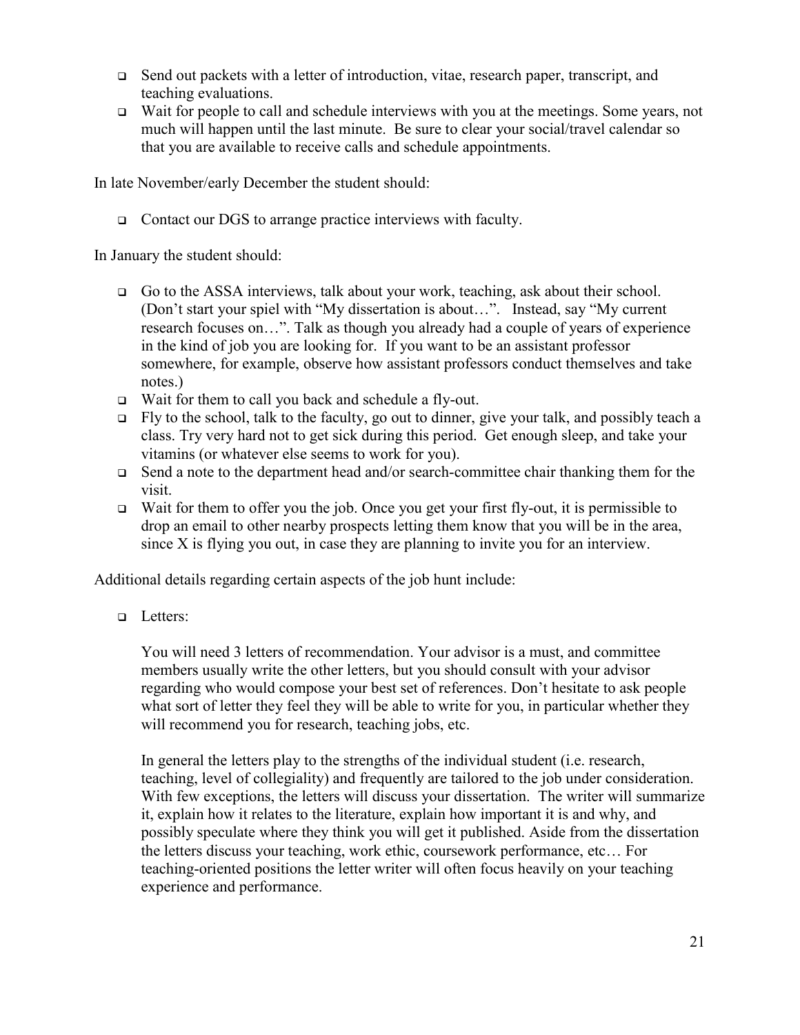- Send out packets with a letter of introduction, vitae, research paper, transcript, and teaching evaluations.
- Wait for people to call and schedule interviews with you at the meetings. Some years, not much will happen until the last minute. Be sure to clear your social/travel calendar so that you are available to receive calls and schedule appointments.

In late November/early December the student should:

- Contact our DGS to arrange practice interviews with faculty.

In January the student should:

- Go to the ASSA interviews, talk about your work, teaching, ask about their school. (Don't start your spiel with "My dissertation is about…". Instead, say "My current research focuses on…". Talk as though you already had a couple of years of experience in the kind of job you are looking for. If you want to be an assistant professor somewhere, for example, observe how assistant professors conduct themselves and take notes.)
- Wait for them to call you back and schedule a fly-out.
- Fly to the school, talk to the faculty, go out to dinner, give your talk, and possibly teach a class. Try very hard not to get sick during this period. Get enough sleep, and take your vitamins (or whatever else seems to work for you).
- Send a note to the department head and/or search-committee chair thanking them for the visit.
- Wait for them to offer you the job. Once you get your first fly-out, it is permissible to drop an email to other nearby prospects letting them know that you will be in the area, since X is flying you out, in case they are planning to invite you for an interview.

Additional details regarding certain aspects of the job hunt include:

- Letters:

  You will need 3 letters of recommendation. Your advisor is a must, and committee members usually write the other letters, but you should consult with your advisor regarding who would compose your best set of references. Don't hesitate to ask people what sort of letter they feel they will be able to write for you, in particular whether they will recommend you for research, teaching jobs, etc.

  In general the letters play to the strengths of the individual student (i.e. research, teaching, level of collegiality) and frequently are tailored to the job under consideration. With few exceptions, the letters will discuss your dissertation. The writer will summarize it, explain how it relates to the literature, explain how important it is and why, and possibly speculate where they think you will get it published. Aside from the dissertation the letters discuss your teaching, work ethic, coursework performance, etc… For teaching-oriented positions the letter writer will often focus heavily on your teaching experience and performance.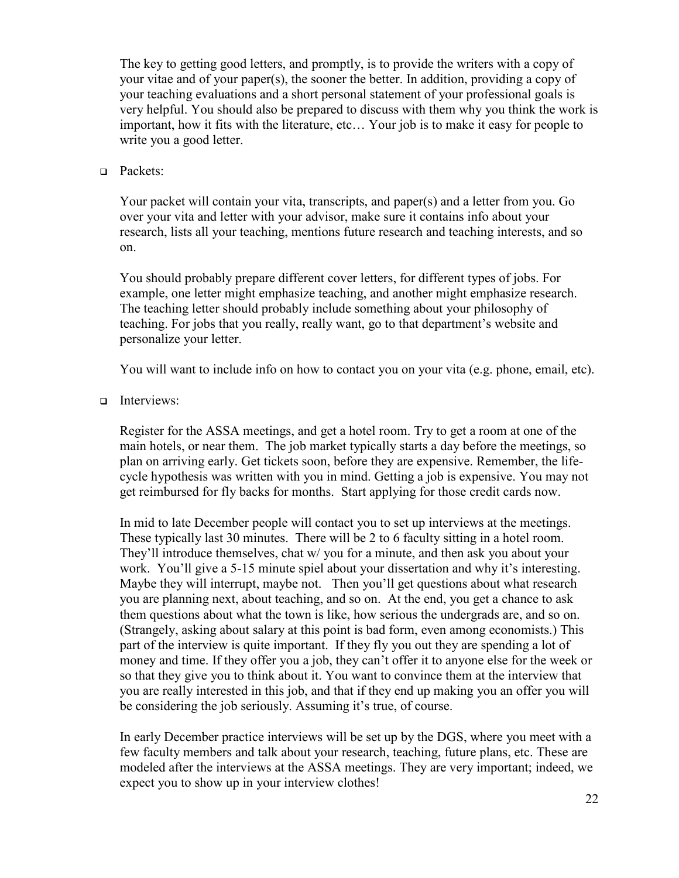The key to getting good letters, and promptly, is to provide the writers with a copy of your vitae and of your paper(s), the sooner the better. In addition, providing a copy of your teaching evaluations and a short personal statement of your professional goals is very helpful. You should also be prepared to discuss with them why you think the work is important, how it fits with the literature, etc… Your job is to make it easy for people to write you a good letter.

- Packets:

  Your packet will contain your vita, transcripts, and paper(s) and a letter from you. Go over your vita and letter with your advisor, make sure it contains info about your research, lists all your teaching, mentions future research and teaching interests, and so on.

  You should probably prepare different cover letters, for different types of jobs. For example, one letter might emphasize teaching, and another might emphasize research. The teaching letter should probably include something about your philosophy of teaching. For jobs that you really, really want, go to that department's website and personalize your letter.

  You will want to include info on how to contact you on your vita (e.g. phone, email, etc).

- Interviews:

  Register for the ASSA meetings, and get a hotel room. Try to get a room at one of the main hotels, or near them. The job market typically starts a day before the meetings, so plan on arriving early. Get tickets soon, before they are expensive. Remember, the life-cycle hypothesis was written with you in mind. Getting a job is expensive. You may not get reimbursed for fly backs for months. Start applying for those credit cards now.

  In mid to late December people will contact you to set up interviews at the meetings. These typically last 30 minutes. There will be 2 to 6 faculty sitting in a hotel room. They'll introduce themselves, chat w/ you for a minute, and then ask you about your work. You'll give a 5-15 minute spiel about your dissertation and why it's interesting. Maybe they will interrupt, maybe not. Then you'll get questions about what research you are planning next, about teaching, and so on. At the end, you get a chance to ask them questions about what the town is like, how serious the undergrads are, and so on. (Strangely, asking about salary at this point is bad form, even among economists.) This part of the interview is quite important. If they fly you out they are spending a lot of money and time. If they offer you a job, they can't offer it to anyone else for the week or so that they give you to think about it. You want to convince them at the interview that you are really interested in this job, and that if they end up making you an offer you will be considering the job seriously. Assuming it's true, of course.

  In early December practice interviews will be set up by the DGS, where you meet with a few faculty members and talk about your research, teaching, future plans, etc. These are modeled after the interviews at the ASSA meetings. They are very important; indeed, we expect you to show up in your interview clothes!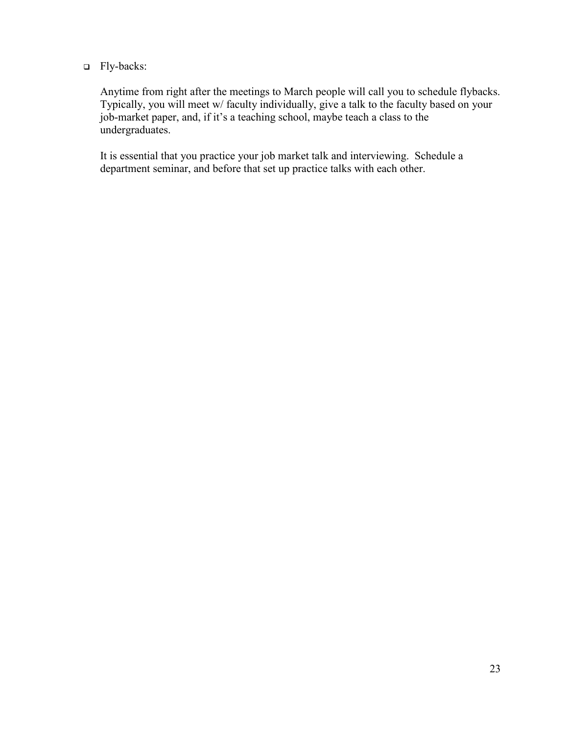- Fly-backs:

  Anytime from right after the meetings to March people will call you to schedule flybacks. Typically, you will meet w/ faculty individually, give a talk to the faculty based on your job-market paper, and, if it's a teaching school, maybe teach a class to the undergraduates.

  It is essential that you practice your job market talk and interviewing. Schedule a department seminar, and before that set up practice talks with each other.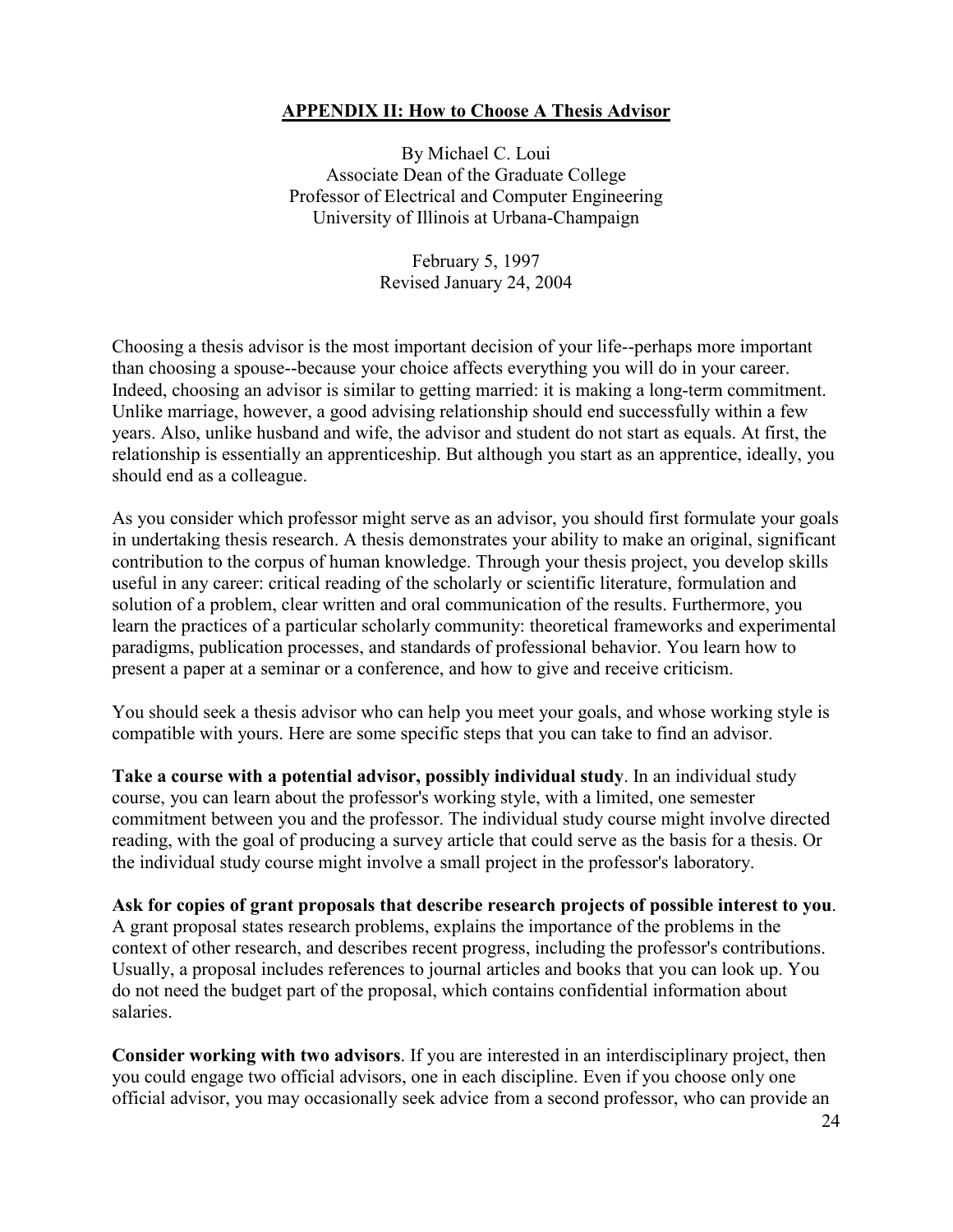## APPENDIX II: How to Choose A Thesis Advisor

By Michael C. Loui
Associate Dean of the Graduate College
Professor of Electrical and Computer Engineering
University of Illinois at Urbana-Champaign

February 5, 1997
Revised January 24, 2004

Choosing a thesis advisor is the most important decision of your life--perhaps more important than choosing a spouse--because your choice affects everything you will do in your career. Indeed, choosing an advisor is similar to getting married: it is making a long-term commitment. Unlike marriage, however, a good advising relationship should end successfully within a few years. Also, unlike husband and wife, the advisor and student do not start as equals. At first, the relationship is essentially an apprenticeship. But although you start as an apprentice, ideally, you should end as a colleague.

As you consider which professor might serve as an advisor, you should first formulate your goals in undertaking thesis research. A thesis demonstrates your ability to make an original, significant contribution to the corpus of human knowledge. Through your thesis project, you develop skills useful in any career: critical reading of the scholarly or scientific literature, formulation and solution of a problem, clear written and oral communication of the results. Furthermore, you learn the practices of a particular scholarly community: theoretical frameworks and experimental paradigms, publication processes, and standards of professional behavior. You learn how to present a paper at a seminar or a conference, and how to give and receive criticism.

You should seek a thesis advisor who can help you meet your goals, and whose working style is compatible with yours. Here are some specific steps that you can take to find an advisor.

**Take a course with a potential advisor, possibly individual study**. In an individual study course, you can learn about the professor's working style, with a limited, one semester commitment between you and the professor. The individual study course might involve directed reading, with the goal of producing a survey article that could serve as the basis for a thesis. Or the individual study course might involve a small project in the professor's laboratory.

**Ask for copies of grant proposals that describe research projects of possible interest to you**. A grant proposal states research problems, explains the importance of the problems in the context of other research, and describes recent progress, including the professor's contributions. Usually, a proposal includes references to journal articles and books that you can look up. You do not need the budget part of the proposal, which contains confidential information about salaries.

**Consider working with two advisors**. If you are interested in an interdisciplinary project, then you could engage two official advisors, one in each discipline. Even if you choose only one official advisor, you may occasionally seek advice from a second professor, who can provide an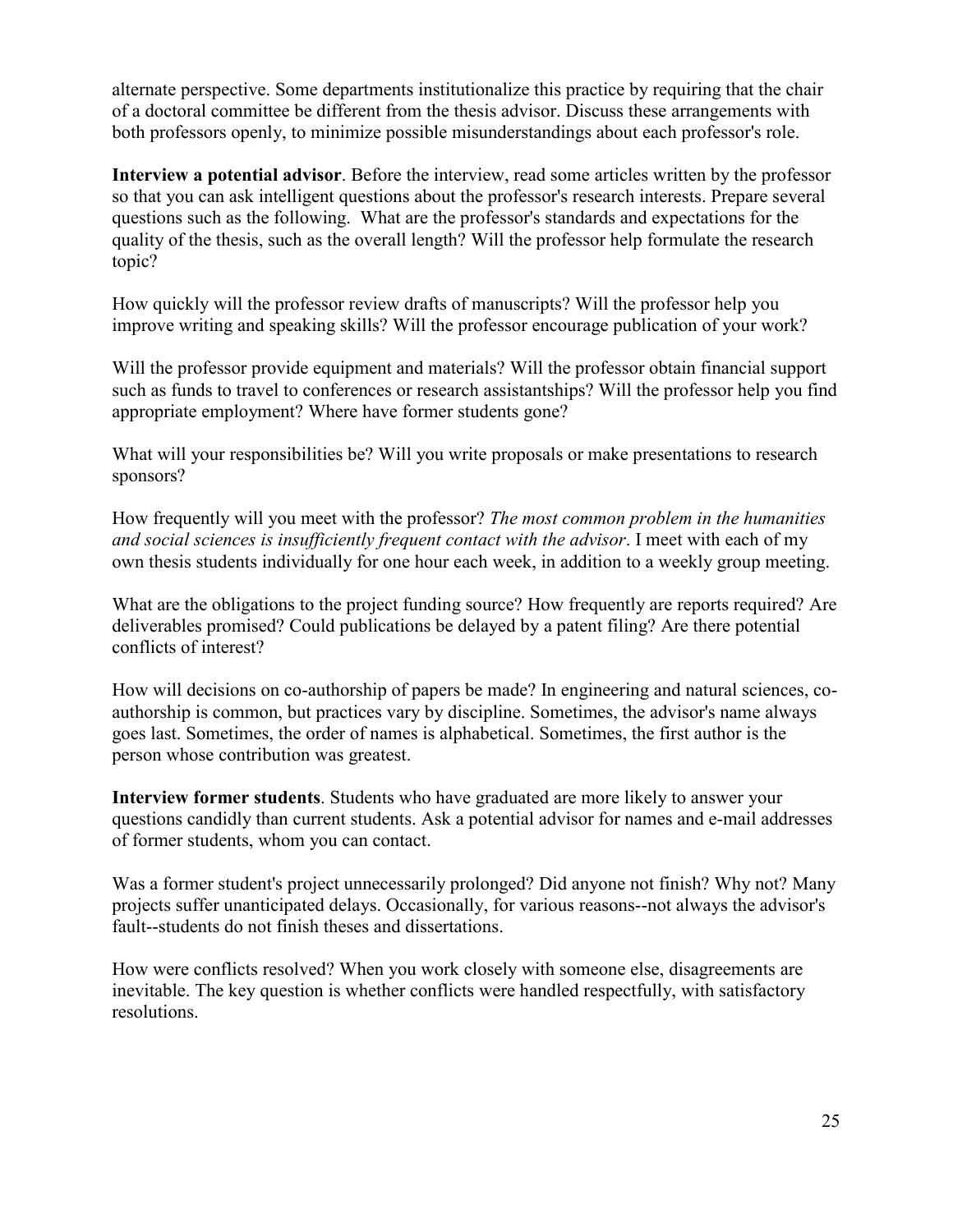alternate perspective. Some departments institutionalize this practice by requiring that the chair of a doctoral committee be different from the thesis advisor. Discuss these arrangements with both professors openly, to minimize possible misunderstandings about each professor's role.

**Interview a potential advisor**. Before the interview, read some articles written by the professor so that you can ask intelligent questions about the professor's research interests. Prepare several questions such as the following. What are the professor's standards and expectations for the quality of the thesis, such as the overall length? Will the professor help formulate the research topic?

How quickly will the professor review drafts of manuscripts? Will the professor help you improve writing and speaking skills? Will the professor encourage publication of your work?

Will the professor provide equipment and materials? Will the professor obtain financial support such as funds to travel to conferences or research assistantships? Will the professor help you find appropriate employment? Where have former students gone?

What will your responsibilities be? Will you write proposals or make presentations to research sponsors?

How frequently will you meet with the professor? *The most common problem in the humanities and social sciences is insufficiently frequent contact with the advisor*. I meet with each of my own thesis students individually for one hour each week, in addition to a weekly group meeting.

What are the obligations to the project funding source? How frequently are reports required? Are deliverables promised? Could publications be delayed by a patent filing? Are there potential conflicts of interest?

How will decisions on co-authorship of papers be made? In engineering and natural sciences, co-authorship is common, but practices vary by discipline. Sometimes, the advisor's name always goes last. Sometimes, the order of names is alphabetical. Sometimes, the first author is the person whose contribution was greatest.

**Interview former students**. Students who have graduated are more likely to answer your questions candidly than current students. Ask a potential advisor for names and e-mail addresses of former students, whom you can contact.

Was a former student's project unnecessarily prolonged? Did anyone not finish? Why not? Many projects suffer unanticipated delays. Occasionally, for various reasons--not always the advisor's fault--students do not finish theses and dissertations.

How were conflicts resolved? When you work closely with someone else, disagreements are inevitable. The key question is whether conflicts were handled respectfully, with satisfactory resolutions.